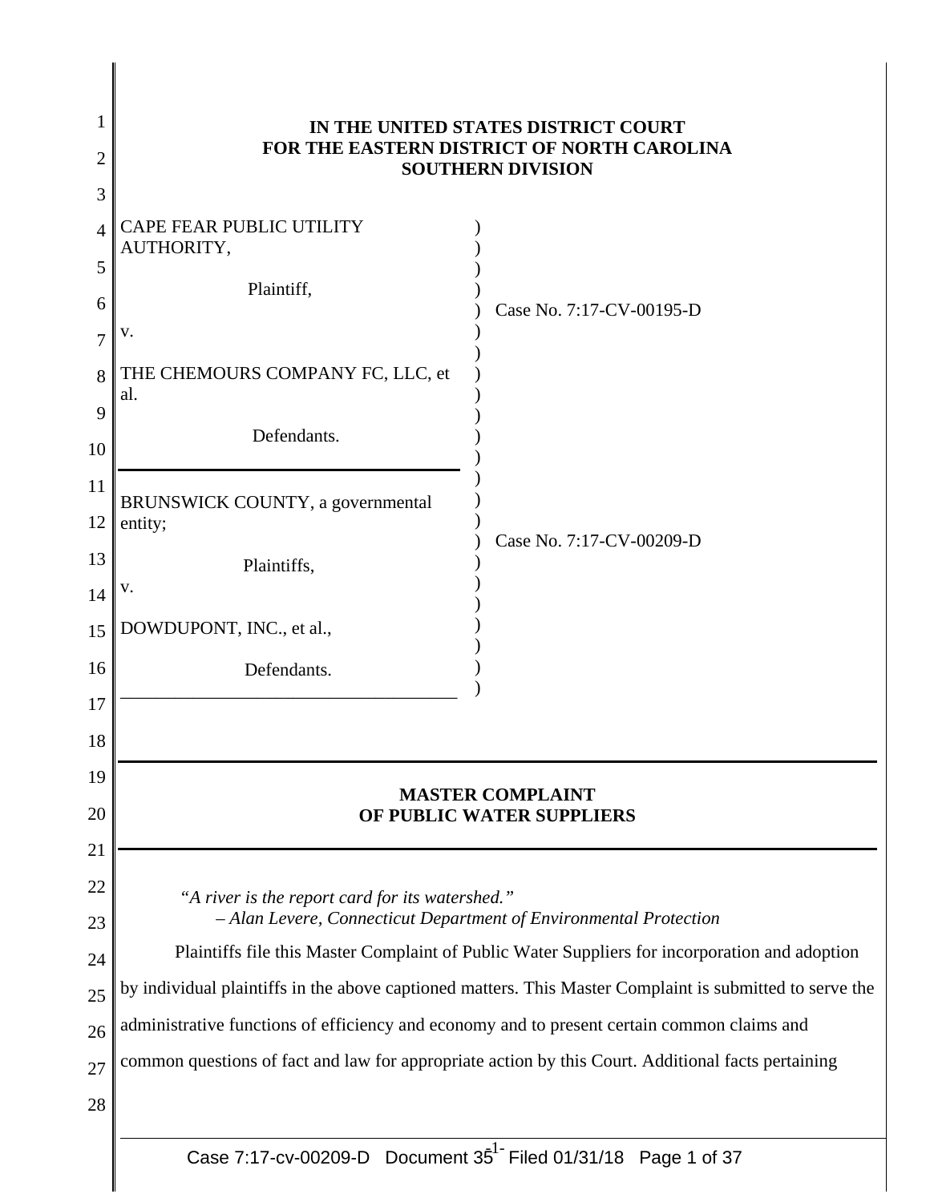**IN THE UNITED STATES DISTRICT COURT**
**FOR THE EASTERN DISTRICT OF NORTH CAROLINA**
**SOUTHERN DIVISION**

| | |
|---|---|
| CAPE FEAR PUBLIC UTILITY AUTHORITY,<br><br>Plaintiff,<br><br>v.<br><br>THE CHEMOURS COMPANY FC, LLC, et al.<br><br>Defendants. | Case No. 7:17-CV-00195-D |
| BRUNSWICK COUNTY, a governmental entity;<br><br>Plaintiffs,<br><br>v.<br><br>DOWDUPONT, INC., et al.,<br><br>Defendants. | Case No. 7:17-CV-00209-D |

# MASTER COMPLAINT OF PUBLIC WATER SUPPLIERS

*"A river is the report card for its watershed."*
*– Alan Levere, Connecticut Department of Environmental Protection*

Plaintiffs file this Master Complaint of Public Water Suppliers for incorporation and adoption by individual plaintiffs in the above captioned matters. This Master Complaint is submitted to serve the administrative functions of efficiency and economy and to present certain common claims and common questions of fact and law for appropriate action by this Court. Additional facts pertaining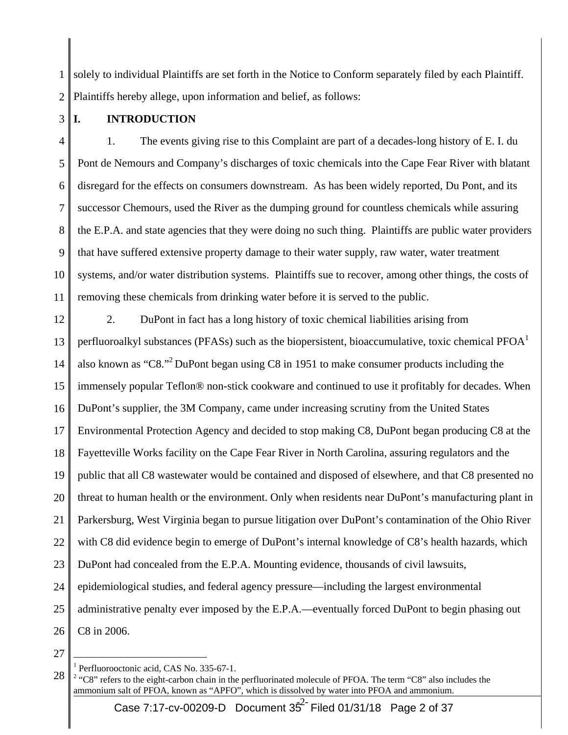solely to individual Plaintiffs are set forth in the Notice to Conform separately filed by each Plaintiff. Plaintiffs hereby allege, upon information and belief, as follows:

## I. INTRODUCTION

1. The events giving rise to this Complaint are part of a decades-long history of E. I. du Pont de Nemours and Company's discharges of toxic chemicals into the Cape Fear River with blatant disregard for the effects on consumers downstream. As has been widely reported, Du Pont, and its successor Chemours, used the River as the dumping ground for countless chemicals while assuring the E.P.A. and state agencies that they were doing no such thing. Plaintiffs are public water providers that have suffered extensive property damage to their water supply, raw water, water treatment systems, and/or water distribution systems. Plaintiffs sue to recover, among other things, the costs of removing these chemicals from drinking water before it is served to the public.

2. DuPont in fact has a long history of toxic chemical liabilities arising from perfluoroalkyl substances (PFASs) such as the biopersistent, bioaccumulative, toxic chemical PFOA[1] also known as "C8."[2] DuPont began using C8 in 1951 to make consumer products including the immensely popular Teflon® non-stick cookware and continued to use it profitably for decades. When DuPont's supplier, the 3M Company, came under increasing scrutiny from the United States Environmental Protection Agency and decided to stop making C8, DuPont began producing C8 at the Fayetteville Works facility on the Cape Fear River in North Carolina, assuring regulators and the public that all C8 wastewater would be contained and disposed of elsewhere, and that C8 presented no threat to human health or the environment. Only when residents near DuPont's manufacturing plant in Parkersburg, West Virginia began to pursue litigation over DuPont's contamination of the Ohio River with C8 did evidence begin to emerge of DuPont's internal knowledge of C8's health hazards, which DuPont had concealed from the E.P.A. Mounting evidence, thousands of civil lawsuits, epidemiological studies, and federal agency pressure—including the largest environmental administrative penalty ever imposed by the E.P.A.—eventually forced DuPont to begin phasing out C8 in 2006.

---

[1] Perfluorooctonic acid, CAS No. 335-67-1.

[2] "C8" refers to the eight-carbon chain in the perfluorinated molecule of PFOA. The term "C8" also includes the ammonium salt of PFOA, known as "APFO", which is dissolved by water into PFOA and ammonium.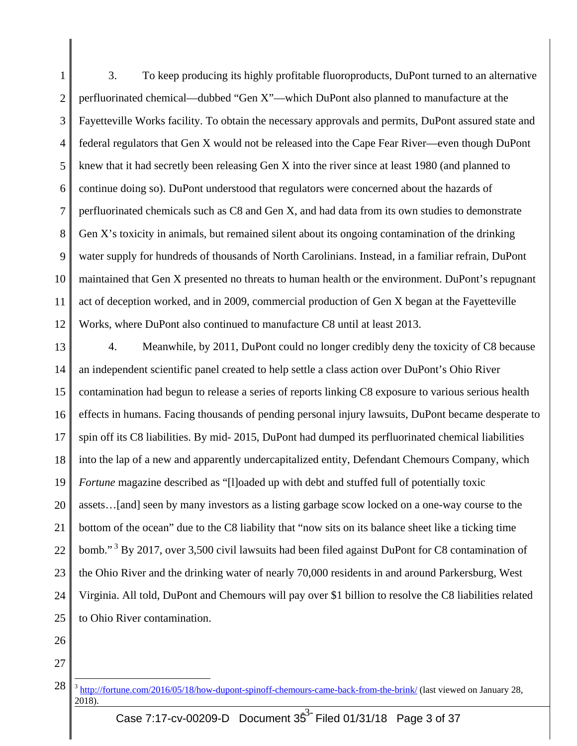3. To keep producing its highly profitable fluoroproducts, DuPont turned to an alternative perfluorinated chemical—dubbed "Gen X"—which DuPont also planned to manufacture at the Fayetteville Works facility. To obtain the necessary approvals and permits, DuPont assured state and federal regulators that Gen X would not be released into the Cape Fear River—even though DuPont knew that it had secretly been releasing Gen X into the river since at least 1980 (and planned to continue doing so). DuPont understood that regulators were concerned about the hazards of perfluorinated chemicals such as C8 and Gen X, and had data from its own studies to demonstrate Gen X's toxicity in animals, but remained silent about its ongoing contamination of the drinking water supply for hundreds of thousands of North Carolinians. Instead, in a familiar refrain, DuPont maintained that Gen X presented no threats to human health or the environment. DuPont's repugnant act of deception worked, and in 2009, commercial production of Gen X began at the Fayetteville Works, where DuPont also continued to manufacture C8 until at least 2013.

4. Meanwhile, by 2011, DuPont could no longer credibly deny the toxicity of C8 because an independent scientific panel created to help settle a class action over DuPont's Ohio River contamination had begun to release a series of reports linking C8 exposure to various serious health effects in humans. Facing thousands of pending personal injury lawsuits, DuPont became desperate to spin off its C8 liabilities. By mid- 2015, DuPont had dumped its perfluorinated chemical liabilities into the lap of a new and apparently undercapitalized entity, Defendant Chemours Company, which *Fortune* magazine described as "[l]oaded up with debt and stuffed full of potentially toxic assets…[and] seen by many investors as a listing garbage scow locked on a one-way course to the bottom of the ocean" due to the C8 liability that "now sits on its balance sheet like a ticking time bomb."[3] By 2017, over 3,500 civil lawsuits had been filed against DuPont for C8 contamination of the Ohio River and the drinking water of nearly 70,000 residents in and around Parkersburg, West Virginia. All told, DuPont and Chemours will pay over $1 billion to resolve the C8 liabilities related to Ohio River contamination.

---

[3] http://fortune.com/2016/05/18/how-dupont-spinoff-chemours-came-back-from-the-brink/ (last viewed on January 28, 2018).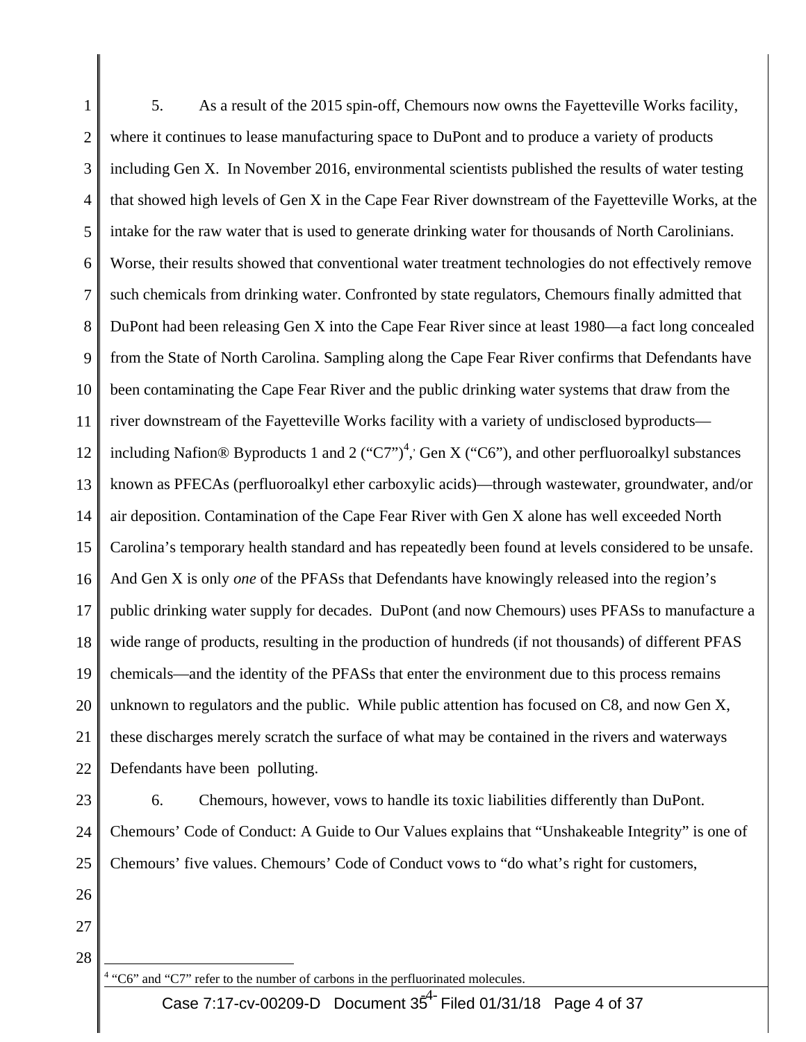5. As a result of the 2015 spin-off, Chemours now owns the Fayetteville Works facility, where it continues to lease manufacturing space to DuPont and to produce a variety of products including Gen X. In November 2016, environmental scientists published the results of water testing that showed high levels of Gen X in the Cape Fear River downstream of the Fayetteville Works, at the intake for the raw water that is used to generate drinking water for thousands of North Carolinians. Worse, their results showed that conventional water treatment technologies do not effectively remove such chemicals from drinking water. Confronted by state regulators, Chemours finally admitted that DuPont had been releasing Gen X into the Cape Fear River since at least 1980—a fact long concealed from the State of North Carolina. Sampling along the Cape Fear River confirms that Defendants have been contaminating the Cape Fear River and the public drinking water systems that draw from the river downstream of the Fayetteville Works facility with a variety of undisclosed byproducts—including Nafion® Byproducts 1 and 2 ("C7")[4], Gen X ("C6"), and other perfluoroalkyl substances known as PFECAs (perfluoroalkyl ether carboxylic acids)—through wastewater, groundwater, and/or air deposition. Contamination of the Cape Fear River with Gen X alone has well exceeded North Carolina's temporary health standard and has repeatedly been found at levels considered to be unsafe. And Gen X is only *one* of the PFASs that Defendants have knowingly released into the region's public drinking water supply for decades. DuPont (and now Chemours) uses PFASs to manufacture a wide range of products, resulting in the production of hundreds (if not thousands) of different PFAS chemicals—and the identity of the PFASs that enter the environment due to this process remains unknown to regulators and the public. While public attention has focused on C8, and now Gen X, these discharges merely scratch the surface of what may be contained in the rivers and waterways Defendants have been polluting.

6. Chemours, however, vows to handle its toxic liabilities differently than DuPont. Chemours' Code of Conduct: A Guide to Our Values explains that "Unshakeable Integrity" is one of Chemours' five values. Chemours' Code of Conduct vows to "do what's right for customers,

[4] "C6" and "C7" refer to the number of carbons in the perfluorinated molecules.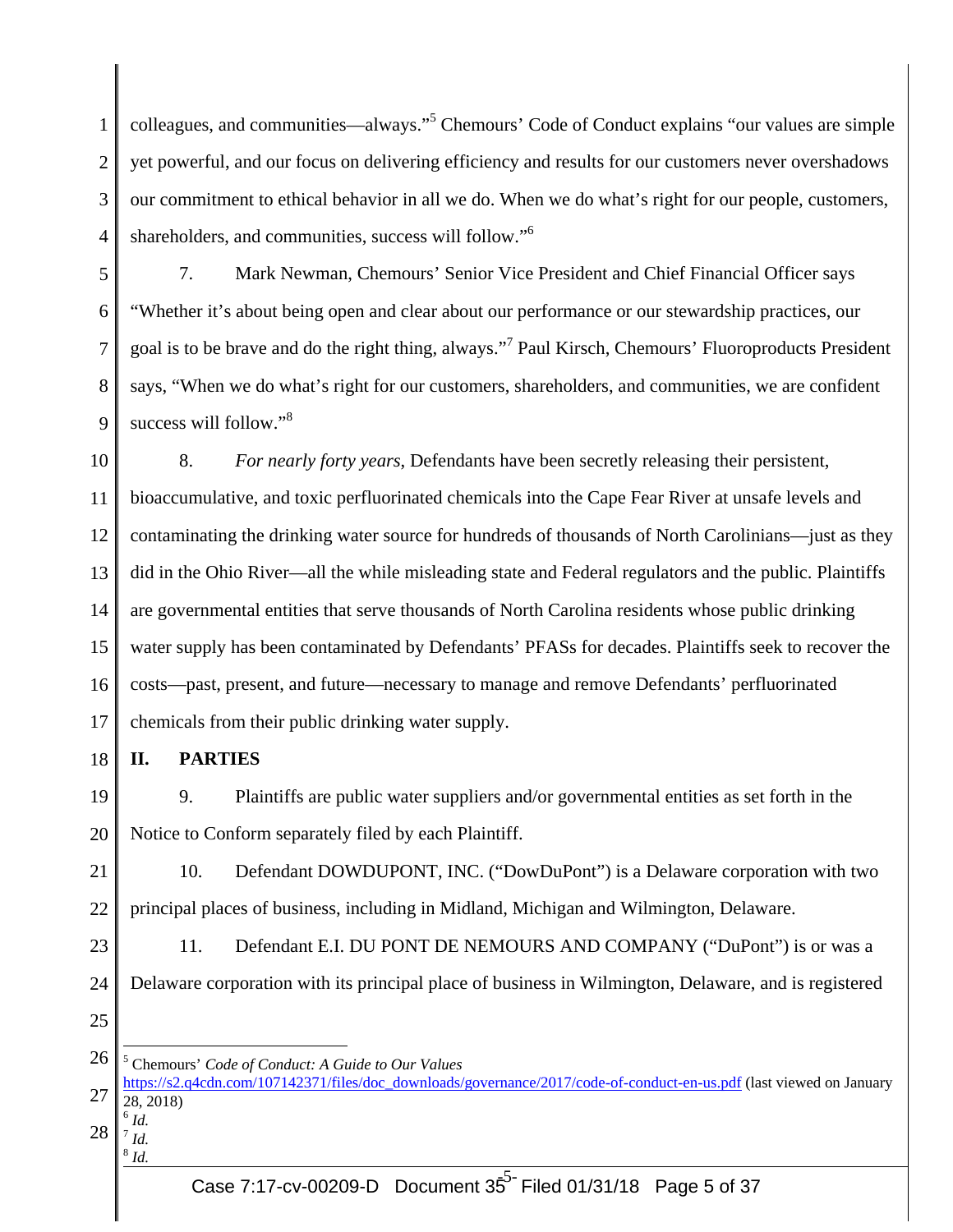colleagues, and communities—always."[5] Chemours' Code of Conduct explains "our values are simple yet powerful, and our focus on delivering efficiency and results for our customers never overshadows our commitment to ethical behavior in all we do. When we do what's right for our people, customers, shareholders, and communities, success will follow."[6]

7. Mark Newman, Chemours' Senior Vice President and Chief Financial Officer says "Whether it's about being open and clear about our performance or our stewardship practices, our goal is to be brave and do the right thing, always."[7] Paul Kirsch, Chemours' Fluoroproducts President says, "When we do what's right for our customers, shareholders, and communities, we are confident success will follow."[8]

8. *For nearly forty years*, Defendants have been secretly releasing their persistent, bioaccumulative, and toxic perfluorinated chemicals into the Cape Fear River at unsafe levels and contaminating the drinking water source for hundreds of thousands of North Carolinians—just as they did in the Ohio River—all the while misleading state and Federal regulators and the public. Plaintiffs are governmental entities that serve thousands of North Carolina residents whose public drinking water supply has been contaminated by Defendants' PFASs for decades. Plaintiffs seek to recover the costs—past, present, and future—necessary to manage and remove Defendants' perfluorinated chemicals from their public drinking water supply.

## II. PARTIES

9. Plaintiffs are public water suppliers and/or governmental entities as set forth in the Notice to Conform separately filed by each Plaintiff.

10. Defendant DOWDUPONT, INC. ("DowDuPont") is a Delaware corporation with two principal places of business, including in Midland, Michigan and Wilmington, Delaware.

11. Defendant E.I. DU PONT DE NEMOURS AND COMPANY ("DuPont") is or was a Delaware corporation with its principal place of business in Wilmington, Delaware, and is registered

---

[5] Chemours' *Code of Conduct: A Guide to Our Values* https://s2.q4cdn.com/107142371/files/doc_downloads/governance/2017/code-of-conduct-en-us.pdf (last viewed on January 28, 2018)

[6] *Id.*

[7] *Id.*

[8] *Id.*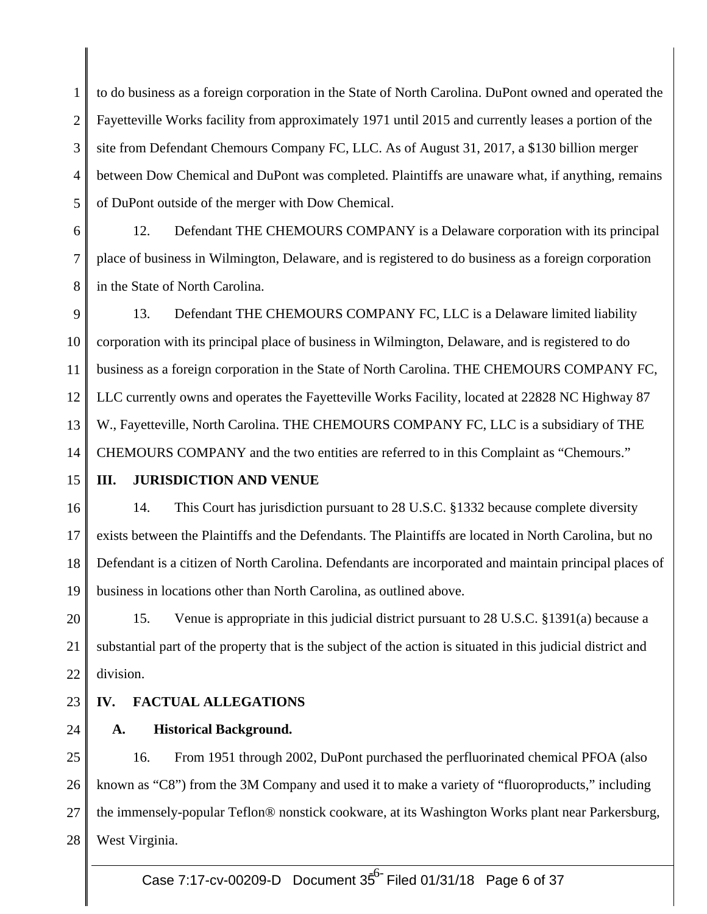to do business as a foreign corporation in the State of North Carolina. DuPont owned and operated the Fayetteville Works facility from approximately 1971 until 2015 and currently leases a portion of the site from Defendant Chemours Company FC, LLC. As of August 31, 2017, a $130 billion merger between Dow Chemical and DuPont was completed. Plaintiffs are unaware what, if anything, remains of DuPont outside of the merger with Dow Chemical.

12. Defendant THE CHEMOURS COMPANY is a Delaware corporation with its principal place of business in Wilmington, Delaware, and is registered to do business as a foreign corporation in the State of North Carolina.

13. Defendant THE CHEMOURS COMPANY FC, LLC is a Delaware limited liability corporation with its principal place of business in Wilmington, Delaware, and is registered to do business as a foreign corporation in the State of North Carolina. THE CHEMOURS COMPANY FC, LLC currently owns and operates the Fayetteville Works Facility, located at 22828 NC Highway 87 W., Fayetteville, North Carolina. THE CHEMOURS COMPANY FC, LLC is a subsidiary of THE CHEMOURS COMPANY and the two entities are referred to in this Complaint as "Chemours."

## III. JURISDICTION AND VENUE

14. This Court has jurisdiction pursuant to 28 U.S.C. §1332 because complete diversity exists between the Plaintiffs and the Defendants. The Plaintiffs are located in North Carolina, but no Defendant is a citizen of North Carolina. Defendants are incorporated and maintain principal places of business in locations other than North Carolina, as outlined above.

15. Venue is appropriate in this judicial district pursuant to 28 U.S.C. §1391(a) because a substantial part of the property that is the subject of the action is situated in this judicial district and division.

## IV. FACTUAL ALLEGATIONS

### A. Historical Background.

16. From 1951 through 2002, DuPont purchased the perfluorinated chemical PFOA (also known as "C8") from the 3M Company and used it to make a variety of "fluoroproducts," including the immensely-popular Teflon® nonstick cookware, at its Washington Works plant near Parkersburg, West Virginia.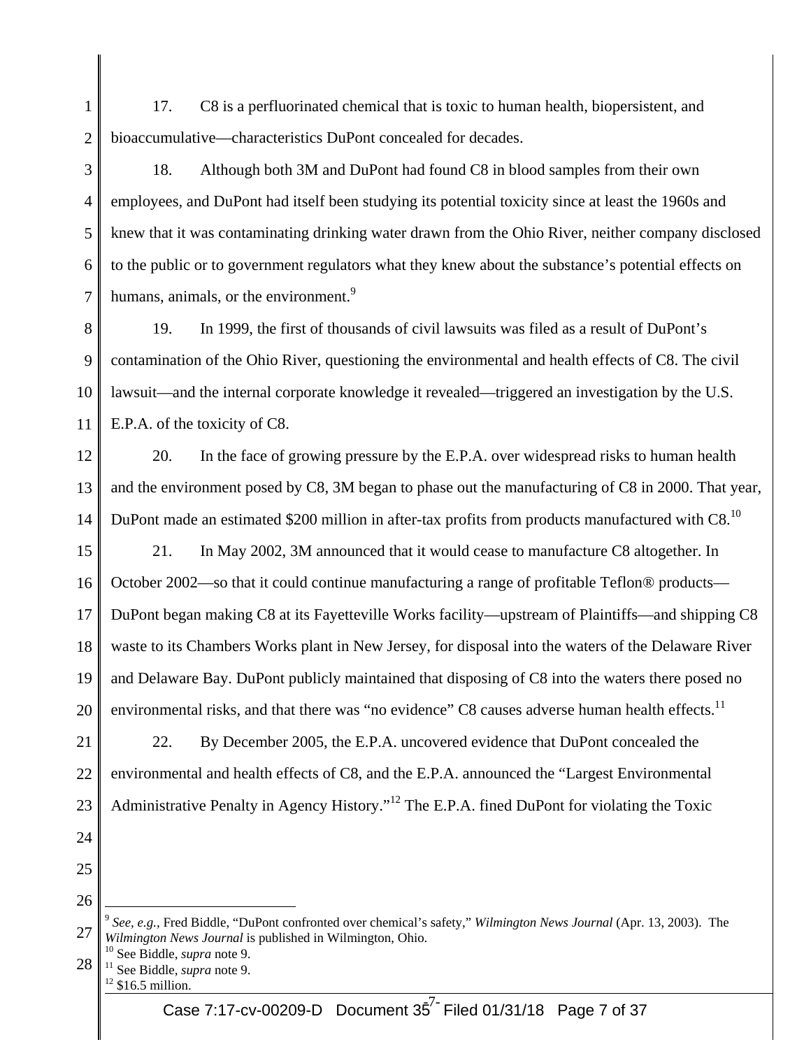17. C8 is a perfluorinated chemical that is toxic to human health, biopersistent, and bioaccumulative—characteristics DuPont concealed for decades.

18. Although both 3M and DuPont had found C8 in blood samples from their own employees, and DuPont had itself been studying its potential toxicity since at least the 1960s and knew that it was contaminating drinking water drawn from the Ohio River, neither company disclosed to the public or to government regulators what they knew about the substance's potential effects on humans, animals, or the environment.[9]

19. In 1999, the first of thousands of civil lawsuits was filed as a result of DuPont's contamination of the Ohio River, questioning the environmental and health effects of C8. The civil lawsuit—and the internal corporate knowledge it revealed—triggered an investigation by the U.S. E.P.A. of the toxicity of C8.

20. In the face of growing pressure by the E.P.A. over widespread risks to human health and the environment posed by C8, 3M began to phase out the manufacturing of C8 in 2000. That year, DuPont made an estimated $200 million in after-tax profits from products manufactured with C8.[10]

21. In May 2002, 3M announced that it would cease to manufacture C8 altogether. In October 2002—so that it could continue manufacturing a range of profitable Teflon® products—DuPont began making C8 at its Fayetteville Works facility—upstream of Plaintiffs—and shipping C8 waste to its Chambers Works plant in New Jersey, for disposal into the waters of the Delaware River and Delaware Bay. DuPont publicly maintained that disposing of C8 into the waters there posed no environmental risks, and that there was "no evidence" C8 causes adverse human health effects.[11]

22. By December 2005, the E.P.A. uncovered evidence that DuPont concealed the environmental and health effects of C8, and the E.P.A. announced the "Largest Environmental Administrative Penalty in Agency History."[12] The E.P.A. fined DuPont for violating the Toxic

---

[9] *See, e.g.*, Fred Biddle, "DuPont confronted over chemical's safety," *Wilmington News Journal* (Apr. 13, 2003). The *Wilmington News Journal* is published in Wilmington, Ohio.

[10] See Biddle, *supra* note 9.

[11] See Biddle, *supra* note 9.

[12] $16.5 million.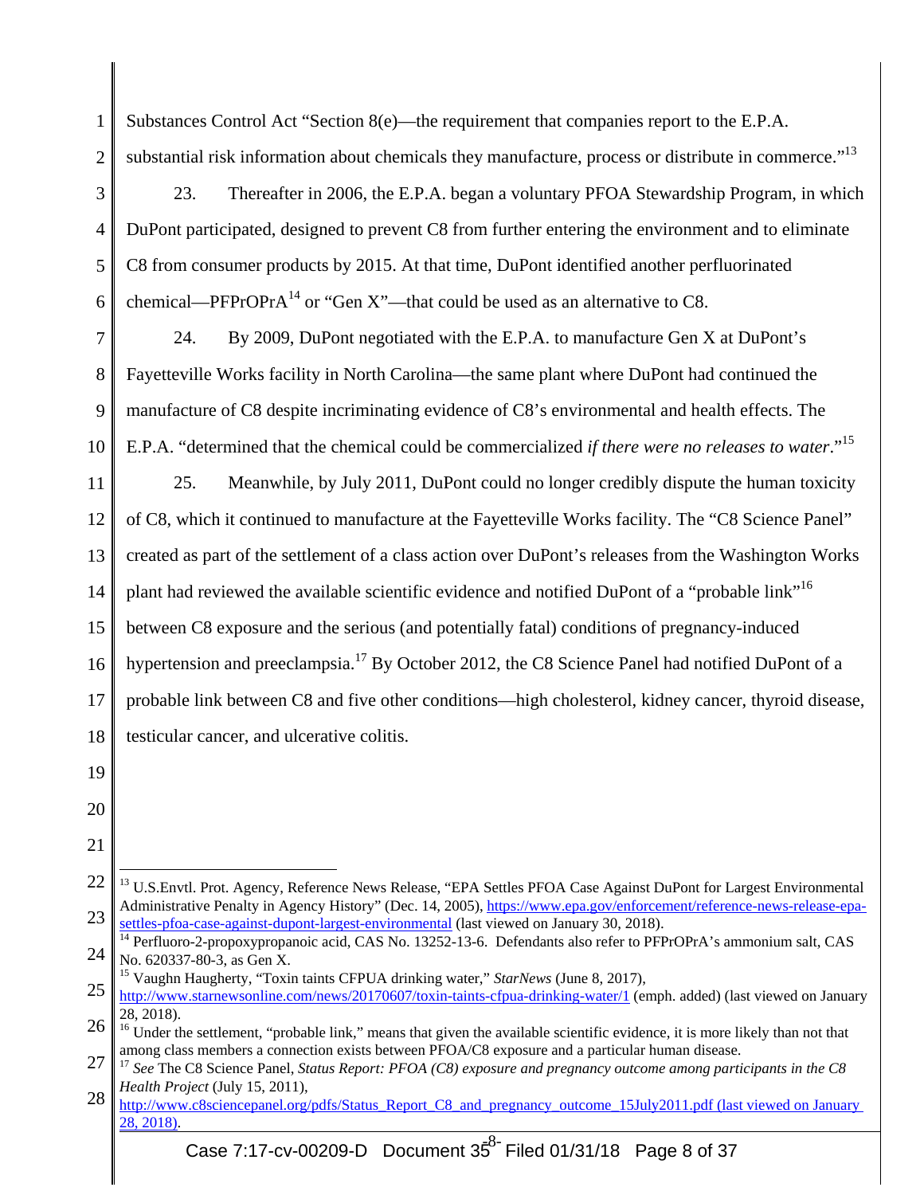Substances Control Act "Section 8(e)—the requirement that companies report to the E.P.A. substantial risk information about chemicals they manufacture, process or distribute in commerce."[13]

23. Thereafter in 2006, the E.P.A. began a voluntary PFOA Stewardship Program, in which DuPont participated, designed to prevent C8 from further entering the environment and to eliminate C8 from consumer products by 2015. At that time, DuPont identified another perfluorinated chemical—PFPrOPrA[14] or "Gen X"—that could be used as an alternative to C8.

24. By 2009, DuPont negotiated with the E.P.A. to manufacture Gen X at DuPont's Fayetteville Works facility in North Carolina—the same plant where DuPont had continued the manufacture of C8 despite incriminating evidence of C8's environmental and health effects. The E.P.A. "determined that the chemical could be commercialized *if there were no releases to water*."[15]

25. Meanwhile, by July 2011, DuPont could no longer credibly dispute the human toxicity of C8, which it continued to manufacture at the Fayetteville Works facility. The "C8 Science Panel" created as part of the settlement of a class action over DuPont's releases from the Washington Works plant had reviewed the available scientific evidence and notified DuPont of a "probable link"[16] between C8 exposure and the serious (and potentially fatal) conditions of pregnancy-induced hypertension and preeclampsia.[17] By October 2012, the C8 Science Panel had notified DuPont of a probable link between C8 and five other conditions—high cholesterol, kidney cancer, thyroid disease, testicular cancer, and ulcerative colitis.

---

[13] U.S.Envtl. Prot. Agency, Reference News Release, "EPA Settles PFOA Case Against DuPont for Largest Environmental Administrative Penalty in Agency History" (Dec. 14, 2005), https://www.epa.gov/enforcement/reference-news-release-epa-settles-pfoa-case-against-dupont-largest-environmental (last viewed on January 30, 2018).

[14] Perfluoro-2-propoxypropanoic acid, CAS No. 13252-13-6. Defendants also refer to PFPrOPrA's ammonium salt, CAS No. 620337-80-3, as Gen X.

[15] Vaughn Haugherty, "Toxin taints CFPUA drinking water," *StarNews* (June 8, 2017), http://www.starnewsonline.com/news/20170607/toxin-taints-cfpua-drinking-water/1 (emph. added) (last viewed on January 28, 2018).

[16] Under the settlement, "probable link," means that given the available scientific evidence, it is more likely than not that among class members a connection exists between PFOA/C8 exposure and a particular human disease.

[17] *See* The C8 Science Panel, *Status Report: PFOA (C8) exposure and pregnancy outcome among participants in the C8 Health Project* (July 15, 2011), http://www.c8sciencepanel.org/pdfs/Status_Report_C8_and_pregnancy_outcome_15July2011.pdf (last viewed on January 28, 2018).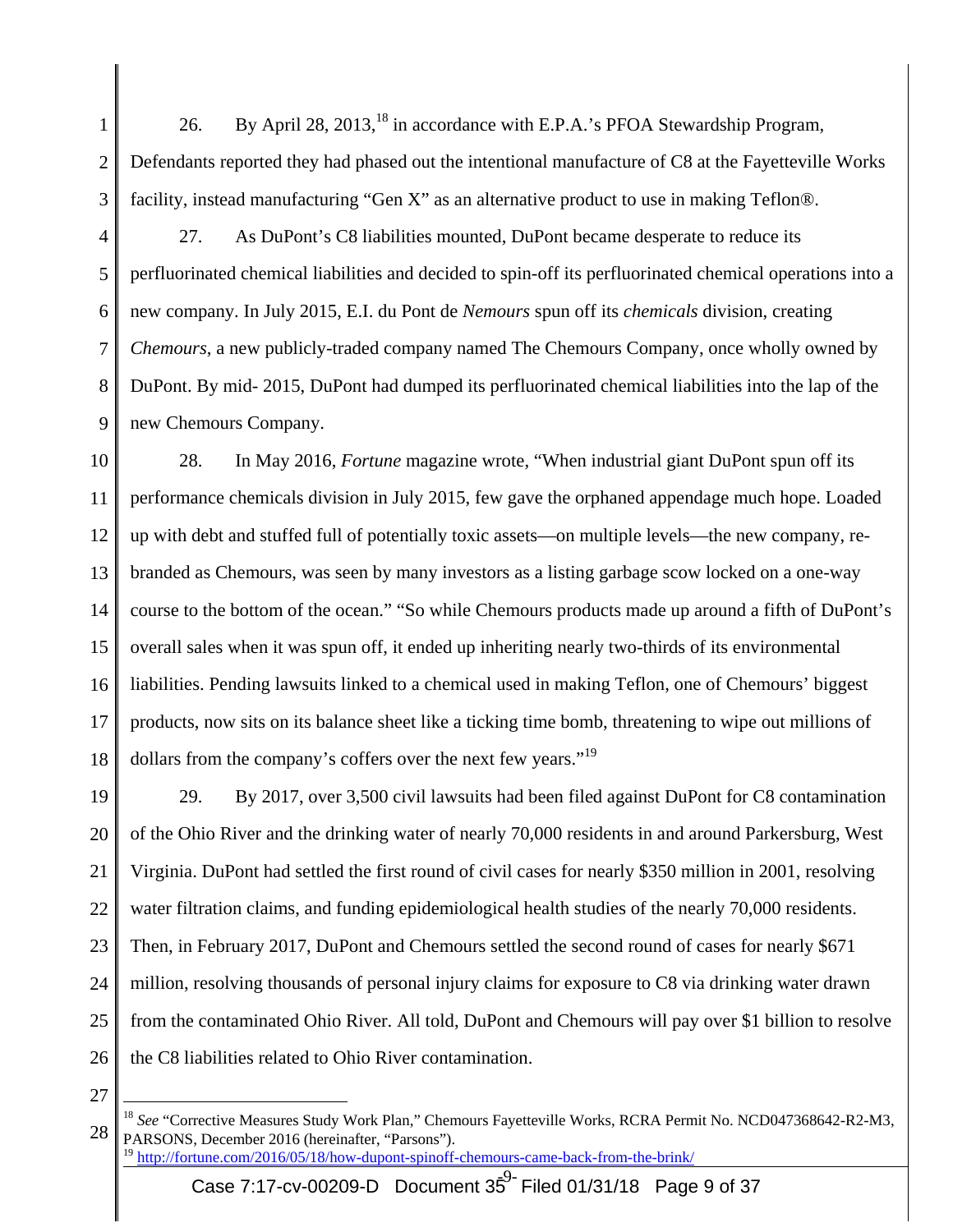26. By April 28, 2013,[18] in accordance with E.P.A.'s PFOA Stewardship Program, Defendants reported they had phased out the intentional manufacture of C8 at the Fayetteville Works facility, instead manufacturing "Gen X" as an alternative product to use in making Teflon®.

27. As DuPont's C8 liabilities mounted, DuPont became desperate to reduce its perfluorinated chemical liabilities and decided to spin-off its perfluorinated chemical operations into a new company. In July 2015, E.I. du Pont de *Nemours* spun off its *chemicals* division, creating *Chemours*, a new publicly-traded company named The Chemours Company, once wholly owned by DuPont. By mid- 2015, DuPont had dumped its perfluorinated chemical liabilities into the lap of the new Chemours Company.

28. In May 2016, *Fortune* magazine wrote, "When industrial giant DuPont spun off its performance chemicals division in July 2015, few gave the orphaned appendage much hope. Loaded up with debt and stuffed full of potentially toxic assets—on multiple levels—the new company, re-branded as Chemours, was seen by many investors as a listing garbage scow locked on a one-way course to the bottom of the ocean." "So while Chemours products made up around a fifth of DuPont's overall sales when it was spun off, it ended up inheriting nearly two-thirds of its environmental liabilities. Pending lawsuits linked to a chemical used in making Teflon, one of Chemours' biggest products, now sits on its balance sheet like a ticking time bomb, threatening to wipe out millions of dollars from the company's coffers over the next few years."[19]

29. By 2017, over 3,500 civil lawsuits had been filed against DuPont for C8 contamination of the Ohio River and the drinking water of nearly 70,000 residents in and around Parkersburg, West Virginia. DuPont had settled the first round of civil cases for nearly $350 million in 2001, resolving water filtration claims, and funding epidemiological health studies of the nearly 70,000 residents. Then, in February 2017, DuPont and Chemours settled the second round of cases for nearly $671 million, resolving thousands of personal injury claims for exposure to C8 via drinking water drawn from the contaminated Ohio River. All told, DuPont and Chemours will pay over $1 billion to resolve the C8 liabilities related to Ohio River contamination.

---

[18] *See* "Corrective Measures Study Work Plan," Chemours Fayetteville Works, RCRA Permit No. NCD047368642-R2-M3, PARSONS, December 2016 (hereinafter, "Parsons").

[19] http://fortune.com/2016/05/18/how-dupont-spinoff-chemours-came-back-from-the-brink/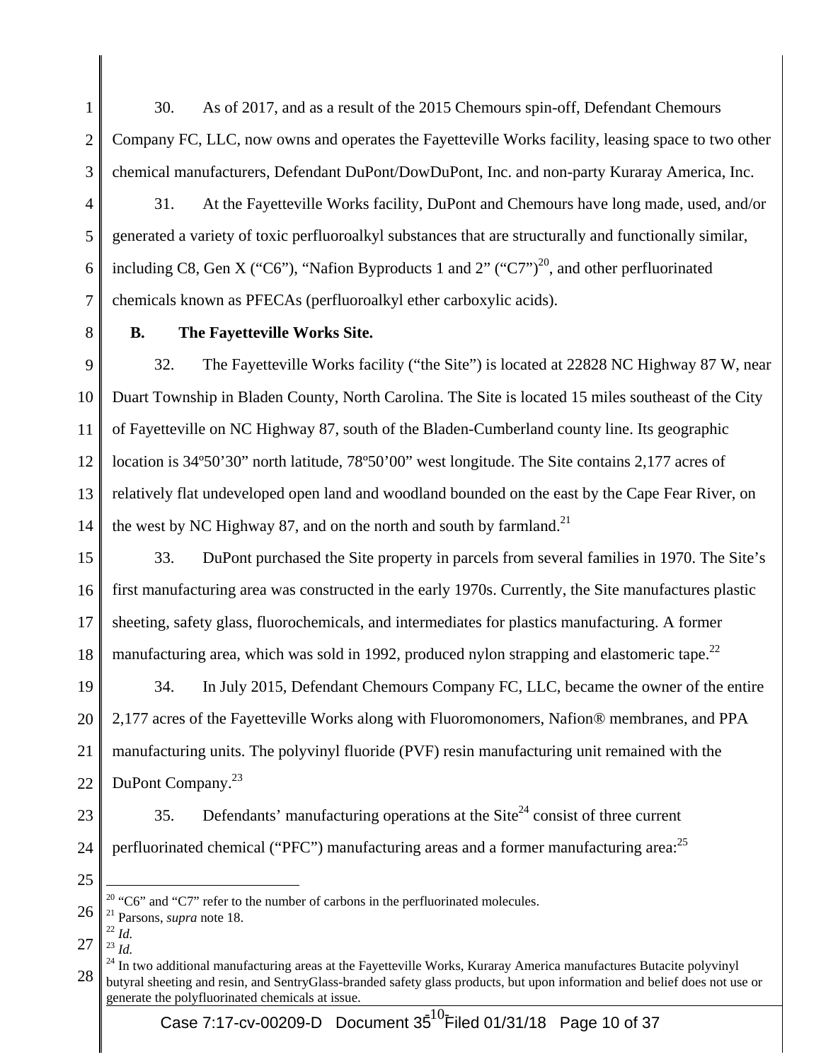30. As of 2017, and as a result of the 2015 Chemours spin-off, Defendant Chemours Company FC, LLC, now owns and operates the Fayetteville Works facility, leasing space to two other chemical manufacturers, Defendant DuPont/DowDuPont, Inc. and non-party Kuraray America, Inc.

31. At the Fayetteville Works facility, DuPont and Chemours have long made, used, and/or generated a variety of toxic perfluoroalkyl substances that are structurally and functionally similar, including C8, Gen X ("C6"), "Nafion Byproducts 1 and 2" ("C7")[20], and other perfluorinated chemicals known as PFECAs (perfluoroalkyl ether carboxylic acids).

**B. The Fayetteville Works Site.**

32. The Fayetteville Works facility ("the Site") is located at 22828 NC Highway 87 W, near Duart Township in Bladen County, North Carolina. The Site is located 15 miles southeast of the City of Fayetteville on NC Highway 87, south of the Bladen-Cumberland county line. Its geographic location is 34º50'30" north latitude, 78º50'00" west longitude. The Site contains 2,177 acres of relatively flat undeveloped open land and woodland bounded on the east by the Cape Fear River, on the west by NC Highway 87, and on the north and south by farmland.[21]

33. DuPont purchased the Site property in parcels from several families in 1970. The Site's first manufacturing area was constructed in the early 1970s. Currently, the Site manufactures plastic sheeting, safety glass, fluorochemicals, and intermediates for plastics manufacturing. A former manufacturing area, which was sold in 1992, produced nylon strapping and elastomeric tape.[22]

34. In July 2015, Defendant Chemours Company FC, LLC, became the owner of the entire 2,177 acres of the Fayetteville Works along with Fluoromonomers, Nafion® membranes, and PPA manufacturing units. The polyvinyl fluoride (PVF) resin manufacturing unit remained with the DuPont Company.[23]

35. Defendants' manufacturing operations at the Site[24] consist of three current perfluorinated chemical ("PFC") manufacturing areas and a former manufacturing area:[25]

---

[20] "C6" and "C7" refer to the number of carbons in the perfluorinated molecules.

[21] Parsons, *supra* note 18.

[22] *Id.*

[23] *Id.*

[24] In two additional manufacturing areas at the Fayetteville Works, Kuraray America manufactures Butacite polyvinyl butyral sheeting and resin, and SentryGlass-branded safety glass products, but upon information and belief does not use or generate the polyfluorinated chemicals at issue.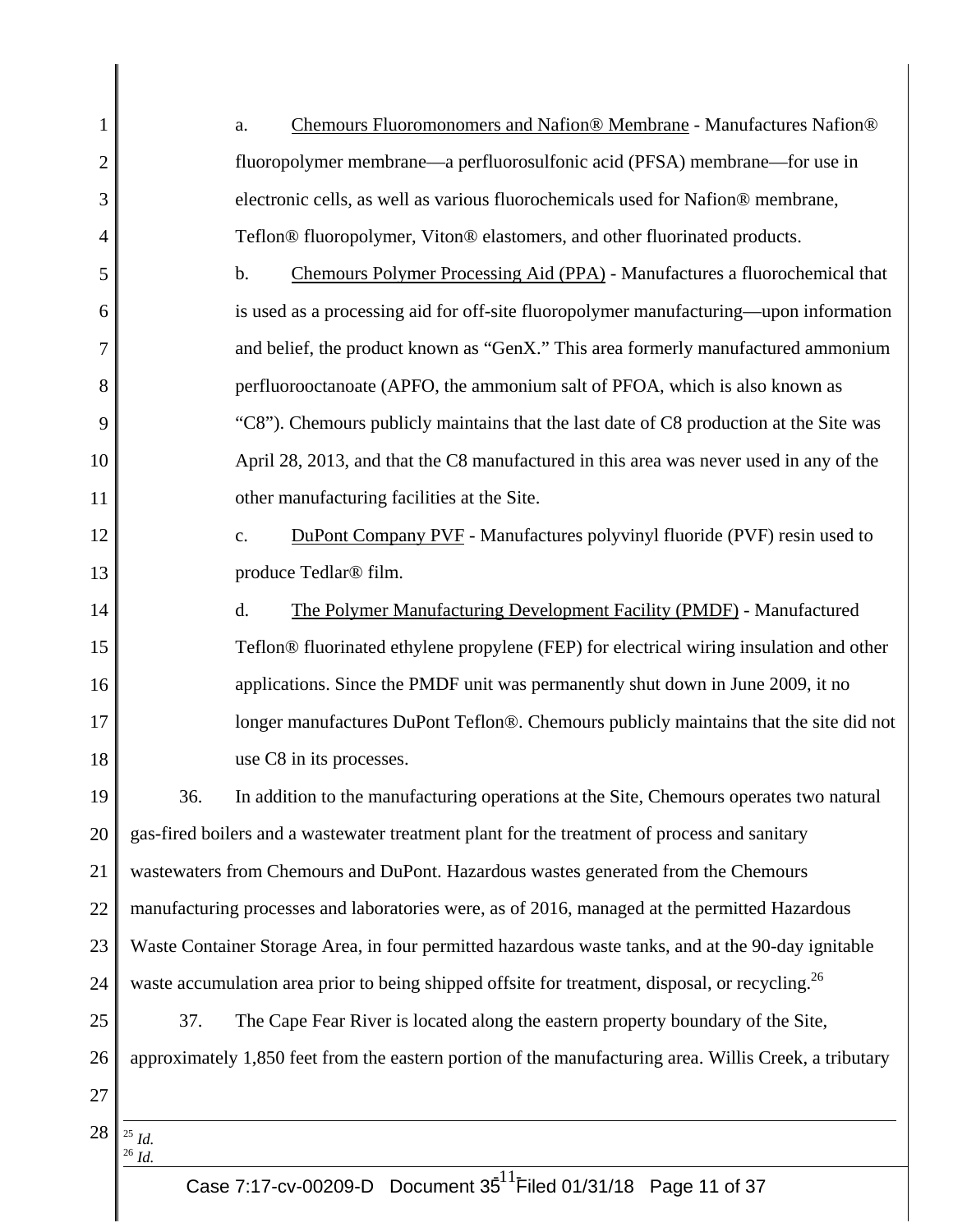a. Chemours Fluoromonomers and Nafion® Membrane - Manufactures Nafion® fluoropolymer membrane—a perfluorosulfonic acid (PFSA) membrane—for use in electronic cells, as well as various fluorochemicals used for Nafion® membrane, Teflon® fluoropolymer, Viton® elastomers, and other fluorinated products.

b. Chemours Polymer Processing Aid (PPA) - Manufactures a fluorochemical that is used as a processing aid for off-site fluoropolymer manufacturing—upon information and belief, the product known as "GenX." This area formerly manufactured ammonium perfluorooctanoate (APFO, the ammonium salt of PFOA, which is also known as "C8"). Chemours publicly maintains that the last date of C8 production at the Site was April 28, 2013, and that the C8 manufactured in this area was never used in any of the other manufacturing facilities at the Site.

c. DuPont Company PVF - Manufactures polyvinyl fluoride (PVF) resin used to produce Tedlar® film.

d. The Polymer Manufacturing Development Facility (PMDF) - Manufactured Teflon® fluorinated ethylene propylene (FEP) for electrical wiring insulation and other applications. Since the PMDF unit was permanently shut down in June 2009, it no longer manufactures DuPont Teflon®. Chemours publicly maintains that the site did not use C8 in its processes.

36. In addition to the manufacturing operations at the Site, Chemours operates two natural gas-fired boilers and a wastewater treatment plant for the treatment of process and sanitary wastewaters from Chemours and DuPont. Hazardous wastes generated from the Chemours manufacturing processes and laboratories were, as of 2016, managed at the permitted Hazardous Waste Container Storage Area, in four permitted hazardous waste tanks, and at the 90-day ignitable waste accumulation area prior to being shipped offsite for treatment, disposal, or recycling.[26]

37. The Cape Fear River is located along the eastern property boundary of the Site, approximately 1,850 feet from the eastern portion of the manufacturing area. Willis Creek, a tributary

[25] *Id.*
[26] *Id.*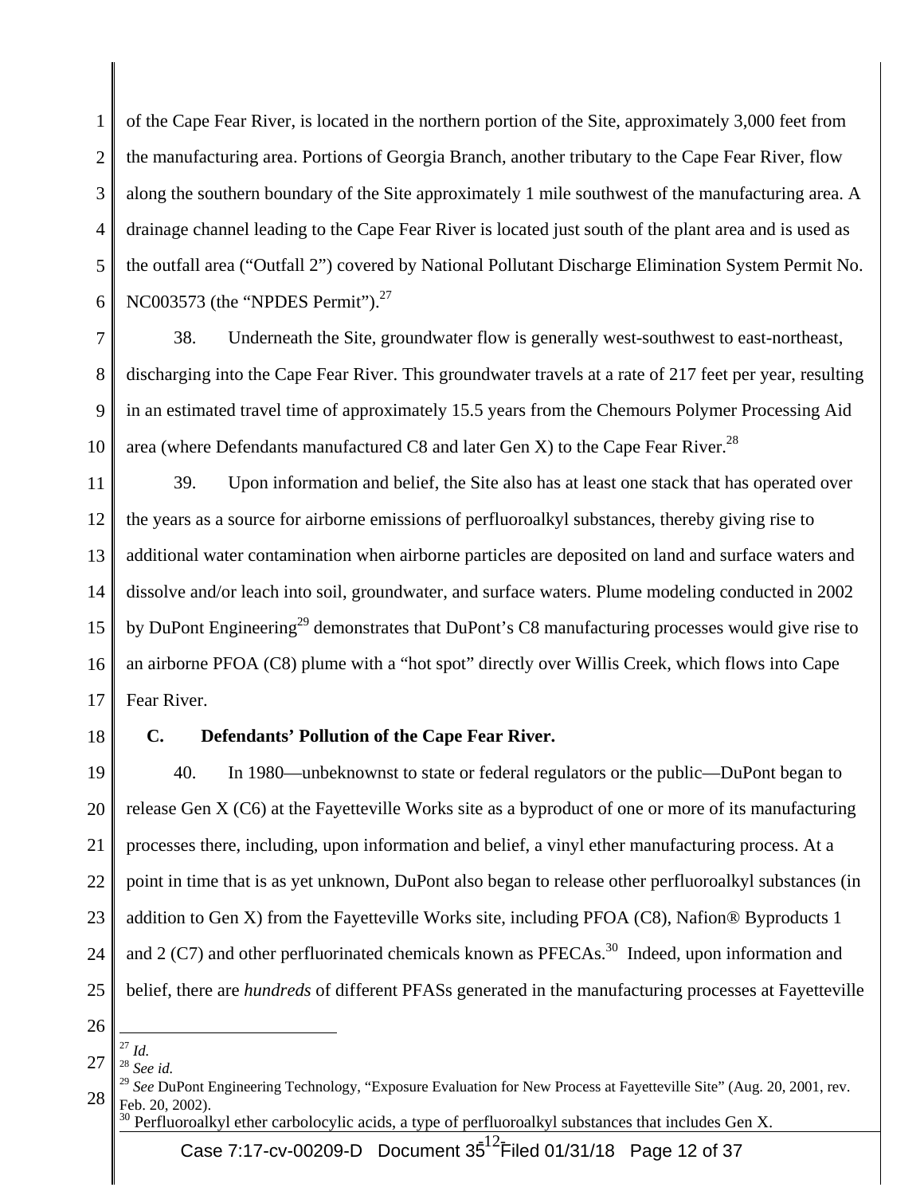of the Cape Fear River, is located in the northern portion of the Site, approximately 3,000 feet from the manufacturing area. Portions of Georgia Branch, another tributary to the Cape Fear River, flow along the southern boundary of the Site approximately 1 mile southwest of the manufacturing area. A drainage channel leading to the Cape Fear River is located just south of the plant area and is used as the outfall area ("Outfall 2") covered by National Pollutant Discharge Elimination System Permit No. NC003573 (the "NPDES Permit").[27]

38. Underneath the Site, groundwater flow is generally west-southwest to east-northeast, discharging into the Cape Fear River. This groundwater travels at a rate of 217 feet per year, resulting in an estimated travel time of approximately 15.5 years from the Chemours Polymer Processing Aid area (where Defendants manufactured C8 and later Gen X) to the Cape Fear River.[28]

39. Upon information and belief, the Site also has at least one stack that has operated over the years as a source for airborne emissions of perfluoroalkyl substances, thereby giving rise to additional water contamination when airborne particles are deposited on land and surface waters and dissolve and/or leach into soil, groundwater, and surface waters. Plume modeling conducted in 2002 by DuPont Engineering[29] demonstrates that DuPont's C8 manufacturing processes would give rise to an airborne PFOA (C8) plume with a "hot spot" directly over Willis Creek, which flows into Cape Fear River.

**C. Defendants' Pollution of the Cape Fear River.**

40. In 1980—unbeknownst to state or federal regulators or the public—DuPont began to release Gen X (C6) at the Fayetteville Works site as a byproduct of one or more of its manufacturing processes there, including, upon information and belief, a vinyl ether manufacturing process. At a point in time that is as yet unknown, DuPont also began to release other perfluoroalkyl substances (in addition to Gen X) from the Fayetteville Works site, including PFOA (C8), Nafion® Byproducts 1 and 2 (C7) and other perfluorinated chemicals known as PFECAs.[30] Indeed, upon information and belief, there are *hundreds* of different PFASs generated in the manufacturing processes at Fayetteville

---

[27] *Id.*

[28] *See id.*

[29] *See* DuPont Engineering Technology, "Exposure Evaluation for New Process at Fayetteville Site" (Aug. 20, 2001, rev. Feb. 20, 2002).

[30] Perfluoroalkyl ether carbolocylic acids, a type of perfluoroalkyl substances that includes Gen X.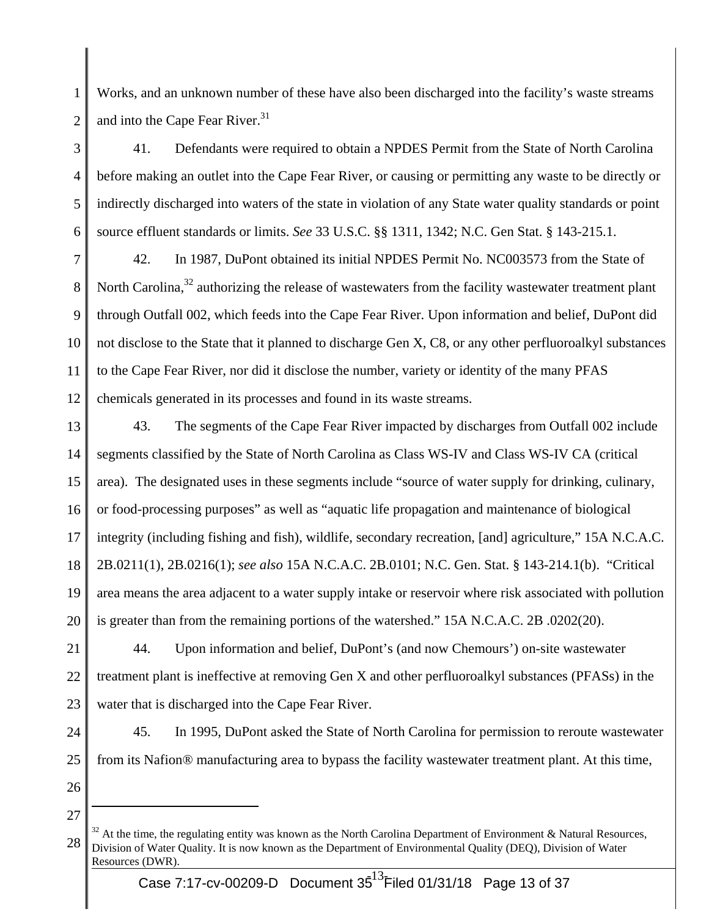Works, and an unknown number of these have also been discharged into the facility's waste streams and into the Cape Fear River.[31]

41. Defendants were required to obtain a NPDES Permit from the State of North Carolina before making an outlet into the Cape Fear River, or causing or permitting any waste to be directly or indirectly discharged into waters of the state in violation of any State water quality standards or point source effluent standards or limits. *See* 33 U.S.C. §§ 1311, 1342; N.C. Gen Stat. § 143-215.1.

42. In 1987, DuPont obtained its initial NPDES Permit No. NC003573 from the State of North Carolina,[32] authorizing the release of wastewaters from the facility wastewater treatment plant through Outfall 002, which feeds into the Cape Fear River. Upon information and belief, DuPont did not disclose to the State that it planned to discharge Gen X, C8, or any other perfluoroalkyl substances to the Cape Fear River, nor did it disclose the number, variety or identity of the many PFAS chemicals generated in its processes and found in its waste streams.

43. The segments of the Cape Fear River impacted by discharges from Outfall 002 include segments classified by the State of North Carolina as Class WS-IV and Class WS-IV CA (critical area). The designated uses in these segments include "source of water supply for drinking, culinary, or food-processing purposes" as well as "aquatic life propagation and maintenance of biological integrity (including fishing and fish), wildlife, secondary recreation, [and] agriculture," 15A N.C.A.C. 2B.0211(1), 2B.0216(1); *see also* 15A N.C.A.C. 2B.0101; N.C. Gen. Stat. § 143-214.1(b). "Critical area means the area adjacent to a water supply intake or reservoir where risk associated with pollution is greater than from the remaining portions of the watershed." 15A N.C.A.C. 2B .0202(20).

44. Upon information and belief, DuPont's (and now Chemours') on-site wastewater treatment plant is ineffective at removing Gen X and other perfluoroalkyl substances (PFASs) in the water that is discharged into the Cape Fear River.

45. In 1995, DuPont asked the State of North Carolina for permission to reroute wastewater from its Nafion® manufacturing area to bypass the facility wastewater treatment plant. At this time,

---

[32] At the time, the regulating entity was known as the North Carolina Department of Environment & Natural Resources, Division of Water Quality. It is now known as the Department of Environmental Quality (DEQ), Division of Water Resources (DWR).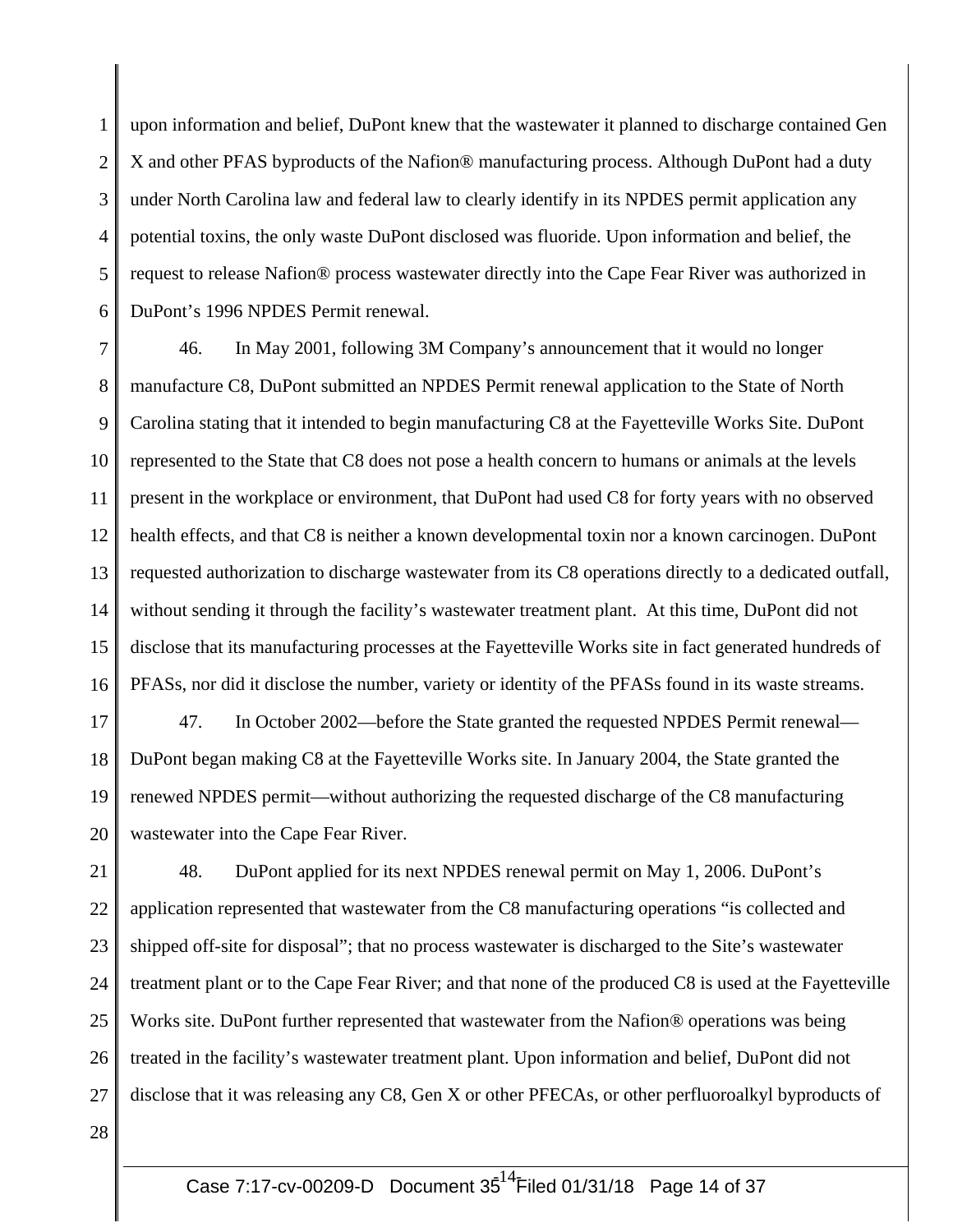upon information and belief, DuPont knew that the wastewater it planned to discharge contained Gen X and other PFAS byproducts of the Nafion® manufacturing process. Although DuPont had a duty under North Carolina law and federal law to clearly identify in its NPDES permit application any potential toxins, the only waste DuPont disclosed was fluoride. Upon information and belief, the request to release Nafion® process wastewater directly into the Cape Fear River was authorized in DuPont's 1996 NPDES Permit renewal.

46. In May 2001, following 3M Company's announcement that it would no longer manufacture C8, DuPont submitted an NPDES Permit renewal application to the State of North Carolina stating that it intended to begin manufacturing C8 at the Fayetteville Works Site. DuPont represented to the State that C8 does not pose a health concern to humans or animals at the levels present in the workplace or environment, that DuPont had used C8 for forty years with no observed health effects, and that C8 is neither a known developmental toxin nor a known carcinogen. DuPont requested authorization to discharge wastewater from its C8 operations directly to a dedicated outfall, without sending it through the facility's wastewater treatment plant. At this time, DuPont did not disclose that its manufacturing processes at the Fayetteville Works site in fact generated hundreds of PFASs, nor did it disclose the number, variety or identity of the PFASs found in its waste streams.

47. In October 2002—before the State granted the requested NPDES Permit renewal—DuPont began making C8 at the Fayetteville Works site. In January 2004, the State granted the renewed NPDES permit—without authorizing the requested discharge of the C8 manufacturing wastewater into the Cape Fear River.

48. DuPont applied for its next NPDES renewal permit on May 1, 2006. DuPont's application represented that wastewater from the C8 manufacturing operations "is collected and shipped off-site for disposal"; that no process wastewater is discharged to the Site's wastewater treatment plant or to the Cape Fear River; and that none of the produced C8 is used at the Fayetteville Works site. DuPont further represented that wastewater from the Nafion® operations was being treated in the facility's wastewater treatment plant. Upon information and belief, DuPont did not disclose that it was releasing any C8, Gen X or other PFECAs, or other perfluoroalkyl byproducts of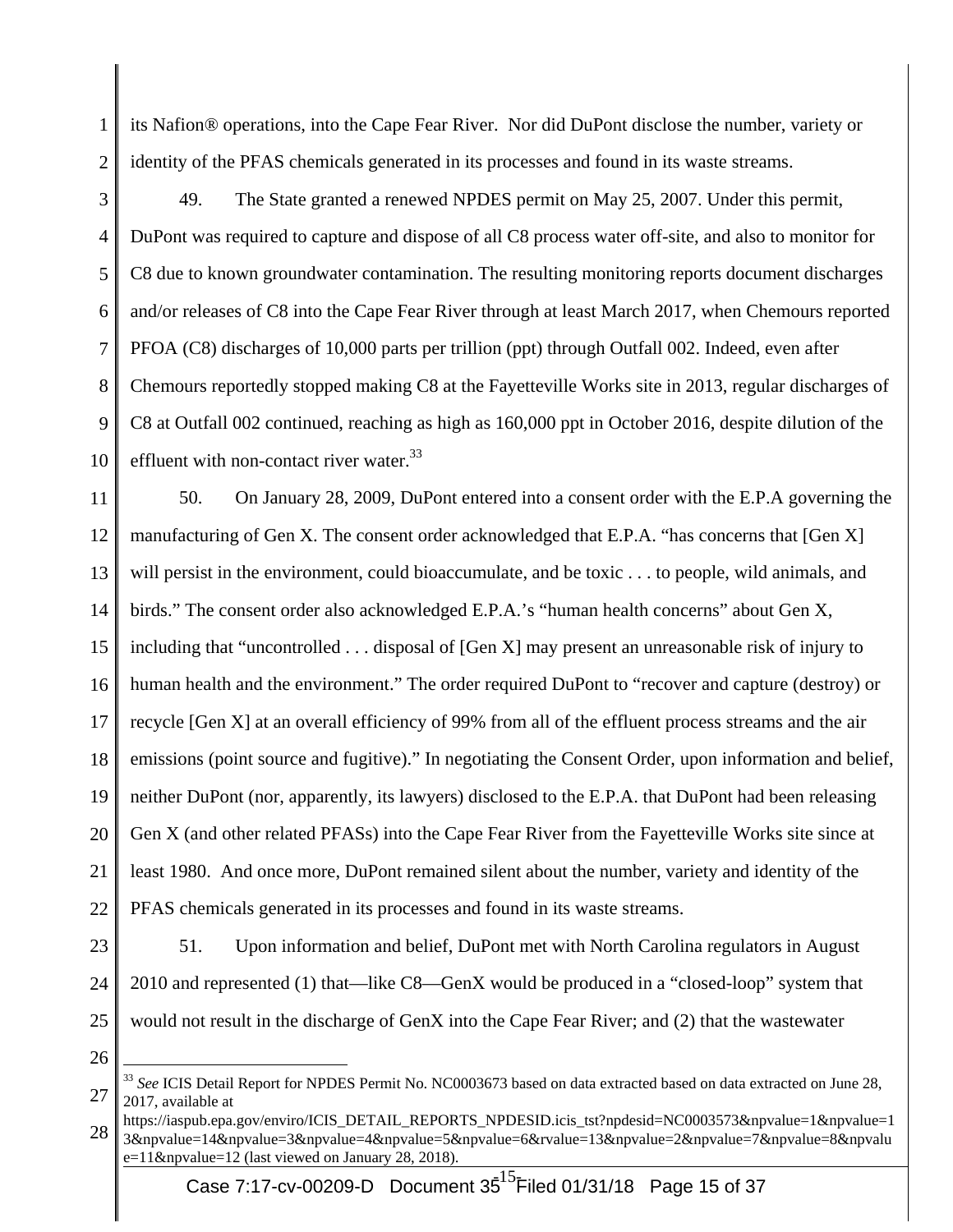its Nafion® operations, into the Cape Fear River. Nor did DuPont disclose the number, variety or identity of the PFAS chemicals generated in its processes and found in its waste streams.

49. The State granted a renewed NPDES permit on May 25, 2007. Under this permit, DuPont was required to capture and dispose of all C8 process water off-site, and also to monitor for C8 due to known groundwater contamination. The resulting monitoring reports document discharges and/or releases of C8 into the Cape Fear River through at least March 2017, when Chemours reported PFOA (C8) discharges of 10,000 parts per trillion (ppt) through Outfall 002. Indeed, even after Chemours reportedly stopped making C8 at the Fayetteville Works site in 2013, regular discharges of C8 at Outfall 002 continued, reaching as high as 160,000 ppt in October 2016, despite dilution of the effluent with non-contact river water.[33]

50. On January 28, 2009, DuPont entered into a consent order with the E.P.A governing the manufacturing of Gen X. The consent order acknowledged that E.P.A. "has concerns that [Gen X] will persist in the environment, could bioaccumulate, and be toxic . . . to people, wild animals, and birds." The consent order also acknowledged E.P.A.'s "human health concerns" about Gen X, including that "uncontrolled . . . disposal of [Gen X] may present an unreasonable risk of injury to human health and the environment." The order required DuPont to "recover and capture (destroy) or recycle [Gen X] at an overall efficiency of 99% from all of the effluent process streams and the air emissions (point source and fugitive)." In negotiating the Consent Order, upon information and belief, neither DuPont (nor, apparently, its lawyers) disclosed to the E.P.A. that DuPont had been releasing Gen X (and other related PFASs) into the Cape Fear River from the Fayetteville Works site since at least 1980. And once more, DuPont remained silent about the number, variety and identity of the PFAS chemicals generated in its processes and found in its waste streams.

51. Upon information and belief, DuPont met with North Carolina regulators in August 2010 and represented (1) that—like C8—GenX would be produced in a "closed-loop" system that would not result in the discharge of GenX into the Cape Fear River; and (2) that the wastewater

---

[33] *See* ICIS Detail Report for NPDES Permit No. NC0003673 based on data extracted based on data extracted on June 28, 2017, available at https://iaspub.epa.gov/enviro/ICIS_DETAIL_REPORTS_NPDESID.icis_tst?npdesid=NC0003573&npvalue=1&npvalue=13&npvalue=14&npvalue=3&npvalue=4&npvalue=5&npvalue=6&rvalue=13&npvalue=2&npvalue=7&npvalue=8&npvalue=11&npvalue=12 (last viewed on January 28, 2018).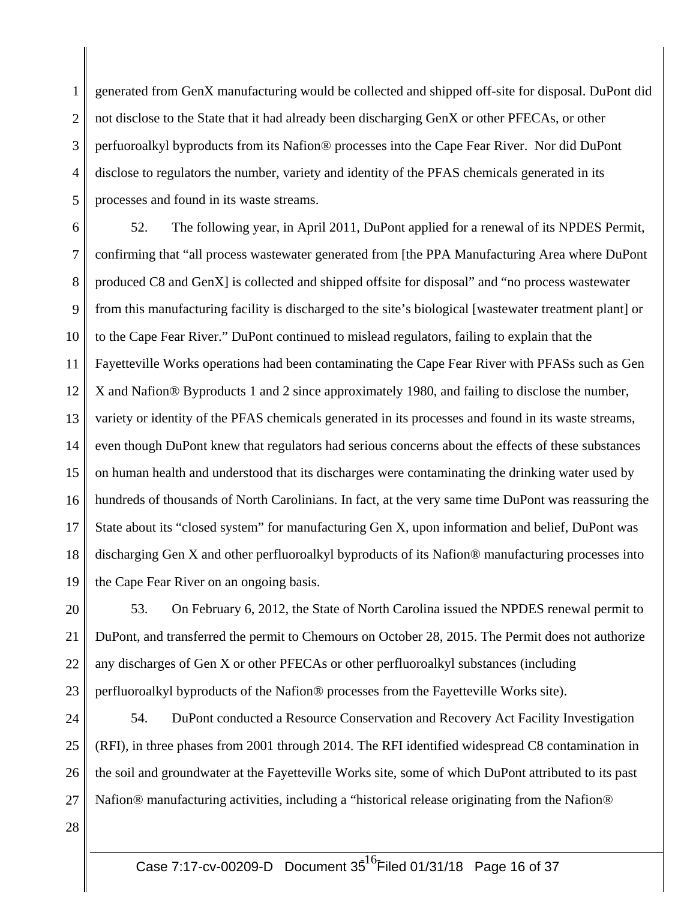generated from GenX manufacturing would be collected and shipped off-site for disposal. DuPont did not disclose to the State that it had already been discharging GenX or other PFECAs, or other perfuoroalkyl byproducts from its Nafion® processes into the Cape Fear River. Nor did DuPont disclose to regulators the number, variety and identity of the PFAS chemicals generated in its processes and found in its waste streams.

52. The following year, in April 2011, DuPont applied for a renewal of its NPDES Permit, confirming that "all process wastewater generated from [the PPA Manufacturing Area where DuPont produced C8 and GenX] is collected and shipped offsite for disposal" and "no process wastewater from this manufacturing facility is discharged to the site's biological [wastewater treatment plant] or to the Cape Fear River." DuPont continued to mislead regulators, failing to explain that the Fayetteville Works operations had been contaminating the Cape Fear River with PFASs such as Gen X and Nafion® Byproducts 1 and 2 since approximately 1980, and failing to disclose the number, variety or identity of the PFAS chemicals generated in its processes and found in its waste streams, even though DuPont knew that regulators had serious concerns about the effects of these substances on human health and understood that its discharges were contaminating the drinking water used by hundreds of thousands of North Carolinians. In fact, at the very same time DuPont was reassuring the State about its "closed system" for manufacturing Gen X, upon information and belief, DuPont was discharging Gen X and other perfluoroalkyl byproducts of its Nafion® manufacturing processes into the Cape Fear River on an ongoing basis.

53. On February 6, 2012, the State of North Carolina issued the NPDES renewal permit to DuPont, and transferred the permit to Chemours on October 28, 2015. The Permit does not authorize any discharges of Gen X or other PFECAs or other perfluoroalkyl substances (including perfluoroalkyl byproducts of the Nafion® processes from the Fayetteville Works site).

54. DuPont conducted a Resource Conservation and Recovery Act Facility Investigation (RFI), in three phases from 2001 through 2014. The RFI identified widespread C8 contamination in the soil and groundwater at the Fayetteville Works site, some of which DuPont attributed to its past Nafion® manufacturing activities, including a "historical release originating from the Nafion®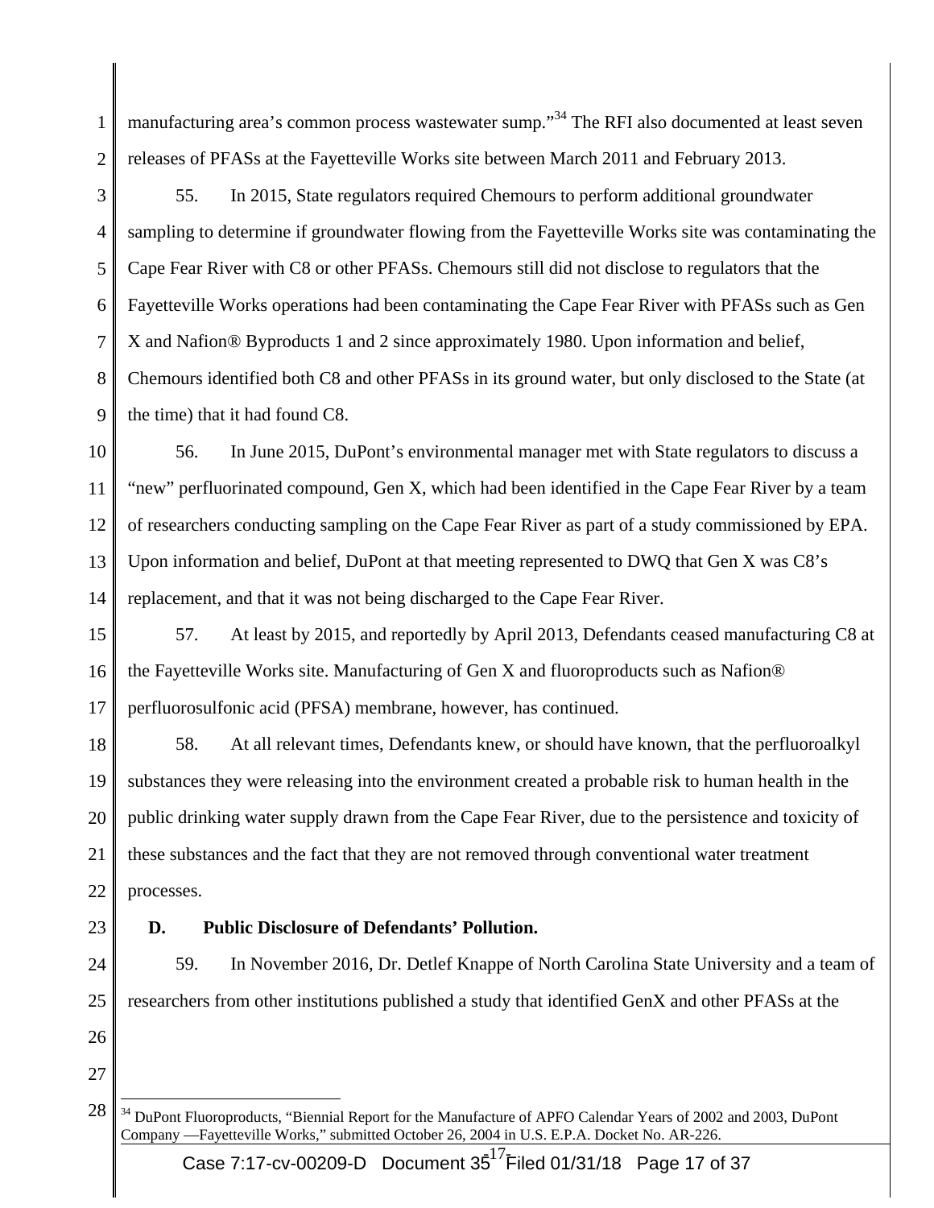manufacturing area's common process wastewater sump."[34] The RFI also documented at least seven releases of PFASs at the Fayetteville Works site between March 2011 and February 2013.

55. In 2015, State regulators required Chemours to perform additional groundwater sampling to determine if groundwater flowing from the Fayetteville Works site was contaminating the Cape Fear River with C8 or other PFASs. Chemours still did not disclose to regulators that the Fayetteville Works operations had been contaminating the Cape Fear River with PFASs such as Gen X and Nafion® Byproducts 1 and 2 since approximately 1980. Upon information and belief, Chemours identified both C8 and other PFASs in its ground water, but only disclosed to the State (at the time) that it had found C8.

56. In June 2015, DuPont's environmental manager met with State regulators to discuss a "new" perfluorinated compound, Gen X, which had been identified in the Cape Fear River by a team of researchers conducting sampling on the Cape Fear River as part of a study commissioned by EPA. Upon information and belief, DuPont at that meeting represented to DWQ that Gen X was C8's replacement, and that it was not being discharged to the Cape Fear River.

57. At least by 2015, and reportedly by April 2013, Defendants ceased manufacturing C8 at the Fayetteville Works site. Manufacturing of Gen X and fluoroproducts such as Nafion® perfluorosulfonic acid (PFSA) membrane, however, has continued.

58. At all relevant times, Defendants knew, or should have known, that the perfluoroalkyl substances they were releasing into the environment created a probable risk to human health in the public drinking water supply drawn from the Cape Fear River, due to the persistence and toxicity of these substances and the fact that they are not removed through conventional water treatment processes.

### D. Public Disclosure of Defendants' Pollution.

59. In November 2016, Dr. Detlef Knappe of North Carolina State University and a team of researchers from other institutions published a study that identified GenX and other PFASs at the

---

[34] DuPont Fluoroproducts, "Biennial Report for the Manufacture of APFO Calendar Years of 2002 and 2003, DuPont Company —Fayetteville Works," submitted October 26, 2004 in U.S. E.P.A. Docket No. AR-226.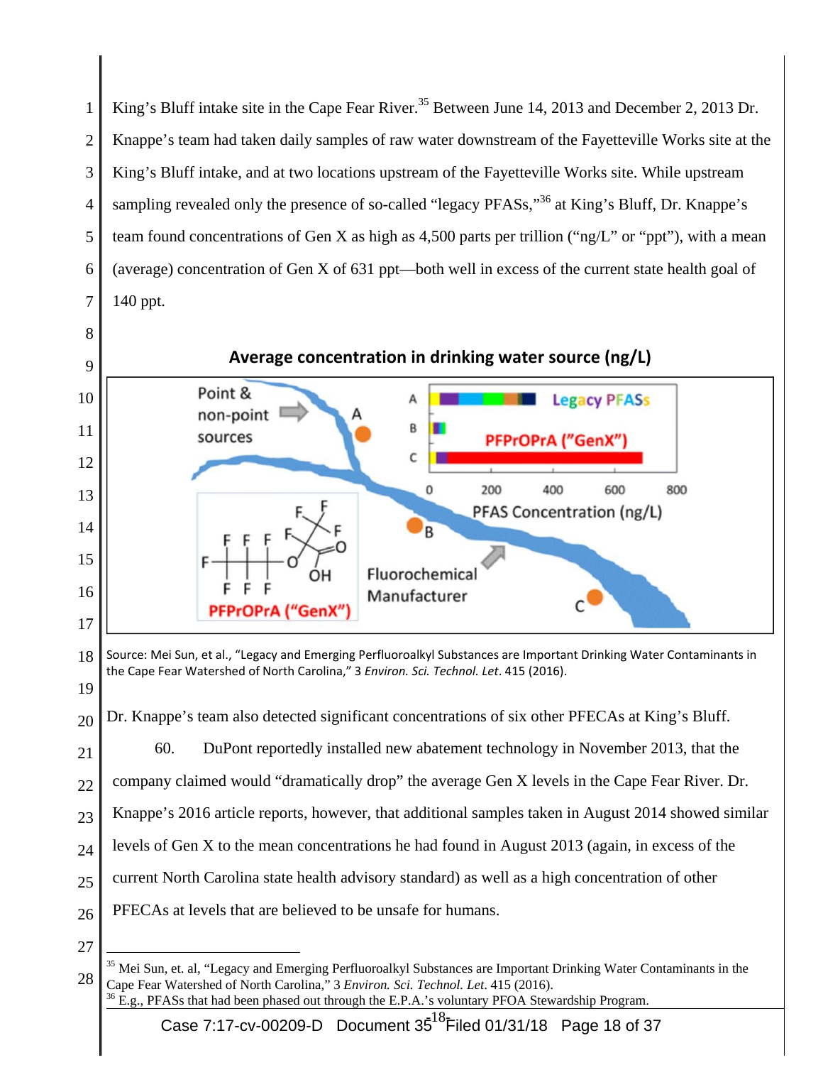King's Bluff intake site in the Cape Fear River.[35] Between June 14, 2013 and December 2, 2013 Dr. Knappe's team had taken daily samples of raw water downstream of the Fayetteville Works site at the King's Bluff intake, and at two locations upstream of the Fayetteville Works site. While upstream sampling revealed only the presence of so-called "legacy PFASs,"[36] at King's Bluff, Dr. Knappe's team found concentrations of Gen X as high as 4,500 parts per trillion ("ng/L" or "ppt"), with a mean (average) concentration of Gen X of 631 ppt—both well in excess of the current state health goal of 140 ppt.

**Average concentration in drinking water source (ng/L)**

Source: Mei Sun, et al., "Legacy and Emerging Perfluoroalkyl Substances are Important Drinking Water Contaminants in the Cape Fear Watershed of North Carolina," 3 *Environ. Sci. Technol. Let*. 415 (2016).

Dr. Knappe's team also detected significant concentrations of six other PFECAs at King's Bluff.

60. DuPont reportedly installed new abatement technology in November 2013, that the company claimed would "dramatically drop" the average Gen X levels in the Cape Fear River. Dr. Knappe's 2016 article reports, however, that additional samples taken in August 2014 showed similar levels of Gen X to the mean concentrations he had found in August 2013 (again, in excess of the current North Carolina state health advisory standard) as well as a high concentration of other PFECAs at levels that are believed to be unsafe for humans.

---

[35] Mei Sun, et. al, "Legacy and Emerging Perfluoroalkyl Substances are Important Drinking Water Contaminants in the Cape Fear Watershed of North Carolina," 3 *Environ. Sci. Technol. Let*. 415 (2016).

[36] E.g., PFASs that had been phased out through the E.P.A.'s voluntary PFOA Stewardship Program.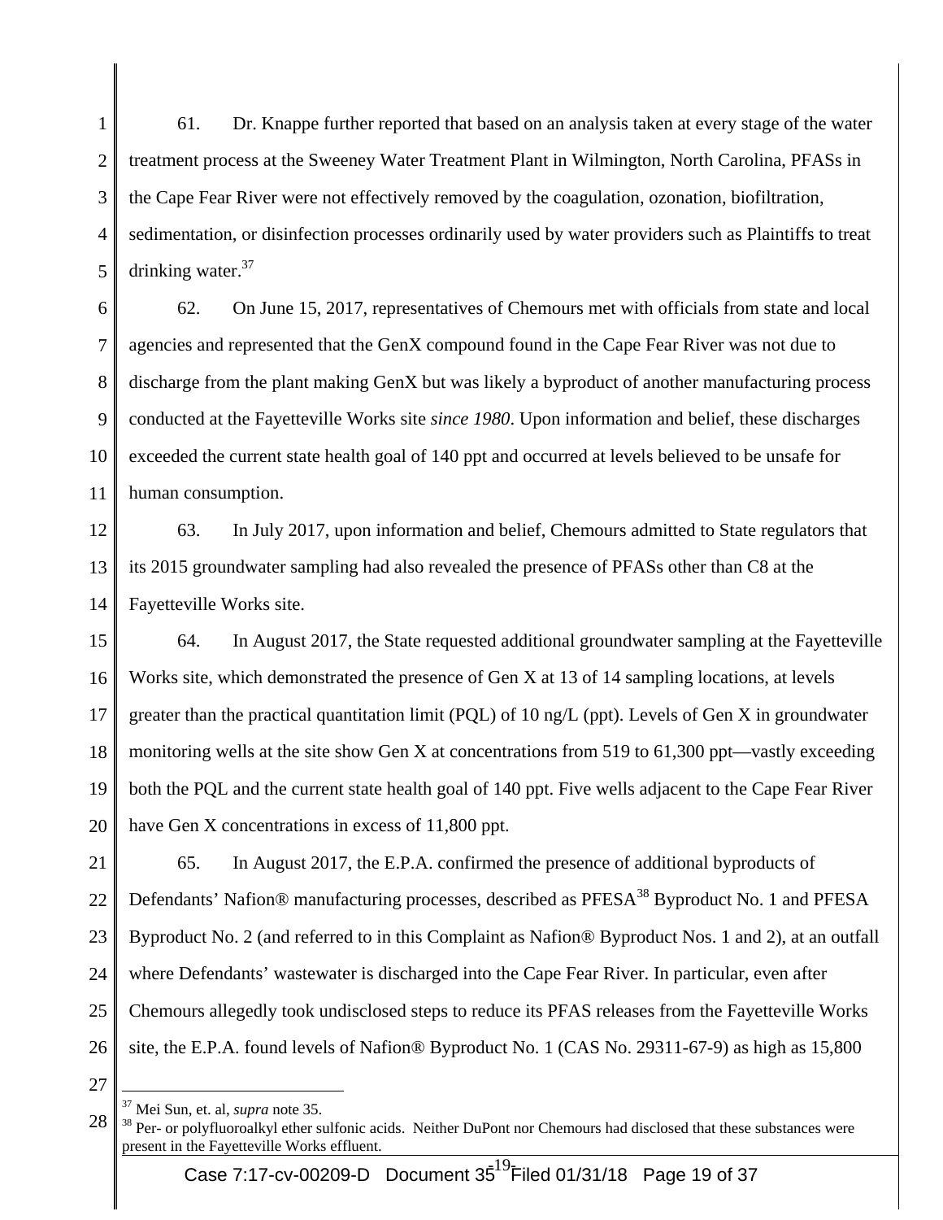61. Dr. Knappe further reported that based on an analysis taken at every stage of the water treatment process at the Sweeney Water Treatment Plant in Wilmington, North Carolina, PFASs in the Cape Fear River were not effectively removed by the coagulation, ozonation, biofiltration, sedimentation, or disinfection processes ordinarily used by water providers such as Plaintiffs to treat drinking water.[37]

62. On June 15, 2017, representatives of Chemours met with officials from state and local agencies and represented that the GenX compound found in the Cape Fear River was not due to discharge from the plant making GenX but was likely a byproduct of another manufacturing process conducted at the Fayetteville Works site *since 1980*. Upon information and belief, these discharges exceeded the current state health goal of 140 ppt and occurred at levels believed to be unsafe for human consumption.

63. In July 2017, upon information and belief, Chemours admitted to State regulators that its 2015 groundwater sampling had also revealed the presence of PFASs other than C8 at the Fayetteville Works site.

64. In August 2017, the State requested additional groundwater sampling at the Fayetteville Works site, which demonstrated the presence of Gen X at 13 of 14 sampling locations, at levels greater than the practical quantitation limit (PQL) of 10 ng/L (ppt). Levels of Gen X in groundwater monitoring wells at the site show Gen X at concentrations from 519 to 61,300 ppt—vastly exceeding both the PQL and the current state health goal of 140 ppt. Five wells adjacent to the Cape Fear River have Gen X concentrations in excess of 11,800 ppt.

65. In August 2017, the E.P.A. confirmed the presence of additional byproducts of Defendants' Nafion® manufacturing processes, described as PFESA[38] Byproduct No. 1 and PFESA Byproduct No. 2 (and referred to in this Complaint as Nafion® Byproduct Nos. 1 and 2), at an outfall where Defendants' wastewater is discharged into the Cape Fear River. In particular, even after Chemours allegedly took undisclosed steps to reduce its PFAS releases from the Fayetteville Works site, the E.P.A. found levels of Nafion® Byproduct No. 1 (CAS No. 29311-67-9) as high as 15,800

---

[37] Mei Sun, et. al, *supra* note 35.

[38] Per- or polyfluoroalkyl ether sulfonic acids. Neither DuPont nor Chemours had disclosed that these substances were present in the Fayetteville Works effluent.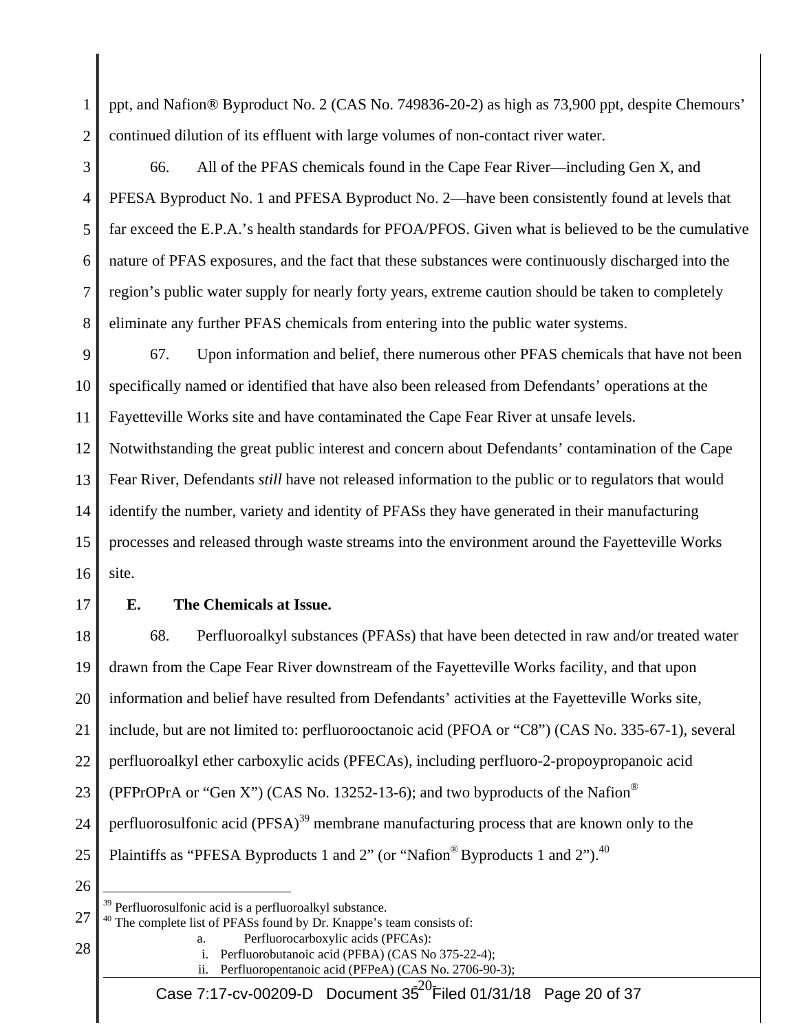ppt, and Nafion® Byproduct No. 2 (CAS No. 749836-20-2) as high as 73,900 ppt, despite Chemours' continued dilution of its effluent with large volumes of non-contact river water.

66. All of the PFAS chemicals found in the Cape Fear River—including Gen X, and PFESA Byproduct No. 1 and PFESA Byproduct No. 2—have been consistently found at levels that far exceed the E.P.A.'s health standards for PFOA/PFOS. Given what is believed to be the cumulative nature of PFAS exposures, and the fact that these substances were continuously discharged into the region's public water supply for nearly forty years, extreme caution should be taken to completely eliminate any further PFAS chemicals from entering into the public water systems.

67. Upon information and belief, there numerous other PFAS chemicals that have not been specifically named or identified that have also been released from Defendants' operations at the Fayetteville Works site and have contaminated the Cape Fear River at unsafe levels. Notwithstanding the great public interest and concern about Defendants' contamination of the Cape Fear River, Defendants *still* have not released information to the public or to regulators that would identify the number, variety and identity of PFASs they have generated in their manufacturing processes and released through waste streams into the environment around the Fayetteville Works site.

### E. The Chemicals at Issue.

68. Perfluoroalkyl substances (PFASs) that have been detected in raw and/or treated water drawn from the Cape Fear River downstream of the Fayetteville Works facility, and that upon information and belief have resulted from Defendants' activities at the Fayetteville Works site, include, but are not limited to: perfluorooctanoic acid (PFOA or "C8") (CAS No. 335-67-1), several perfluoroalkyl ether carboxylic acids (PFECAs), including perfluoro-2-propoypropanoic acid (PFPrOPrA or "Gen X") (CAS No. 13252-13-6); and two byproducts of the Nafion® perfluorosulfonic acid (PFSA)[39] membrane manufacturing process that are known only to the Plaintiffs as "PFESA Byproducts 1 and 2" (or "Nafion® Byproducts 1 and 2").[40]

---

[39] Perfluorosulfonic acid is a perfluoroalkyl substance.

[40] The complete list of PFASs found by Dr. Knappe's team consists of:

a. Perfluorocarboxylic acids (PFCAs):
   i. Perfluorobutanoic acid (PFBA) (CAS No 375-22-4);
   ii. Perfluoropentanoic acid (PFPeA) (CAS No. 2706-90-3);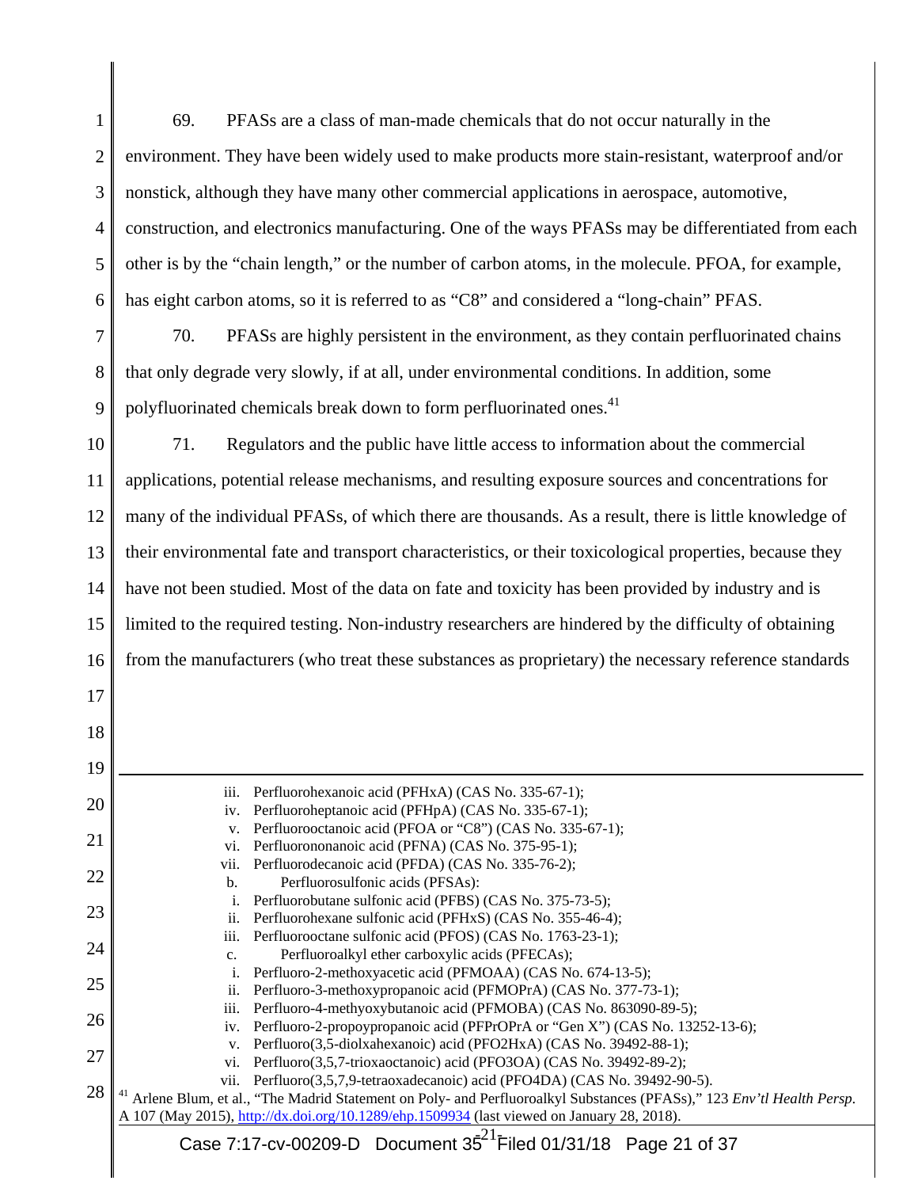69. PFASs are a class of man-made chemicals that do not occur naturally in the environment. They have been widely used to make products more stain-resistant, waterproof and/or nonstick, although they have many other commercial applications in aerospace, automotive, construction, and electronics manufacturing. One of the ways PFASs may be differentiated from each other is by the "chain length," or the number of carbon atoms, in the molecule. PFOA, for example, has eight carbon atoms, so it is referred to as "C8" and considered a "long-chain" PFAS.

70. PFASs are highly persistent in the environment, as they contain perfluorinated chains that only degrade very slowly, if at all, under environmental conditions. In addition, some polyfluorinated chemicals break down to form perfluorinated ones.[41]

71. Regulators and the public have little access to information about the commercial applications, potential release mechanisms, and resulting exposure sources and concentrations for many of the individual PFASs, of which there are thousands. As a result, there is little knowledge of their environmental fate and transport characteristics, or their toxicological properties, because they have not been studied. Most of the data on fate and toxicity has been provided by industry and is limited to the required testing. Non-industry researchers are hindered by the difficulty of obtaining from the manufacturers (who treat these substances as proprietary) the necessary reference standards

---

iii. Perfluorohexanoic acid (PFHxA) (CAS No. 335-67-1);
iv. Perfluoroheptanoic acid (PFHpA) (CAS No. 335-67-1);
v. Perfluorooctanoic acid (PFOA or "C8") (CAS No. 335-67-1);
vi. Perfluorononanoic acid (PFNA) (CAS No. 375-95-1);
vii. Perfluorodecanoic acid (PFDA) (CAS No. 335-76-2);

b. Perfluorosulfonic acids (PFSAs):
i. Perfluorobutane sulfonic acid (PFBS) (CAS No. 375-73-5);
ii. Perfluorohexane sulfonic acid (PFHxS) (CAS No. 355-46-4);
iii. Perfluorooctane sulfonic acid (PFOS) (CAS No. 1763-23-1);

c. Perfluoroalkyl ether carboxylic acids (PFECAs);
i. Perfluoro-2-methoxyacetic acid (PFMOAA) (CAS No. 674-13-5);
ii. Perfluoro-3-methoxypropanoic acid (PFMOPrA) (CAS No. 377-73-1);
iii. Perfluoro-4-methyoxybutanoic acid (PFMOBA) (CAS No. 863090-89-5);
iv. Perfluoro-2-propoypropanoic acid (PFPrOPrA or "Gen X") (CAS No. 13252-13-6);
v. Perfluoro(3,5-diolxahexanoic) acid (PFO2HxA) (CAS No. 39492-88-1);
vi. Perfluoro(3,5,7-trioxaoctanoic) acid (PFO3OA) (CAS No. 39492-89-2);
vii. Perfluoro(3,5,7,9-tetraoxadecanoic) acid (PFO4DA) (CAS No. 39492-90-5).

[41] Arlene Blum, et al., "The Madrid Statement on Poly- and Perfluoroalkyl Substances (PFASs)," 123 *Env'tl Health Persp.* A 107 (May 2015), http://dx.doi.org/10.1289/ehp.1509934 (last viewed on January 28, 2018).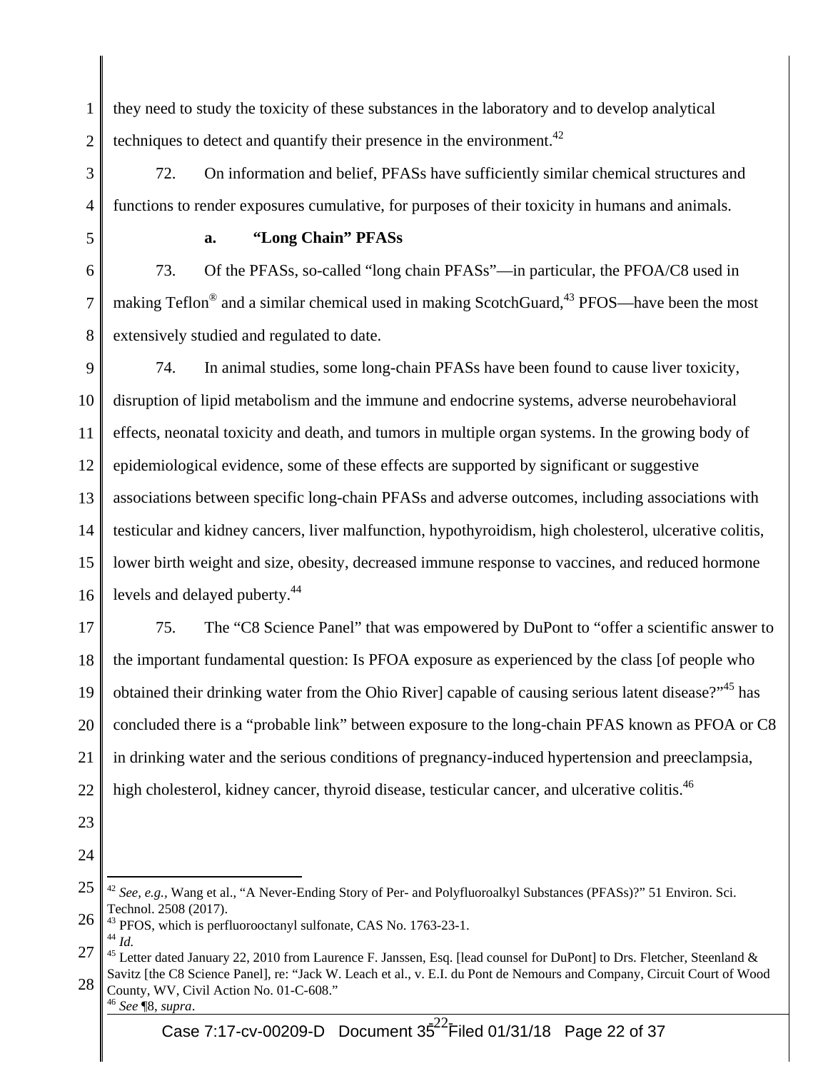they need to study the toxicity of these substances in the laboratory and to develop analytical techniques to detect and quantify their presence in the environment.[42]

72. On information and belief, PFASs have sufficiently similar chemical structures and functions to render exposures cumulative, for purposes of their toxicity in humans and animals.

**a. "Long Chain" PFASs**

73. Of the PFASs, so-called "long chain PFASs"—in particular, the PFOA/C8 used in making Teflon® and a similar chemical used in making ScotchGuard,[43] PFOS—have been the most extensively studied and regulated to date.

74. In animal studies, some long-chain PFASs have been found to cause liver toxicity, disruption of lipid metabolism and the immune and endocrine systems, adverse neurobehavioral effects, neonatal toxicity and death, and tumors in multiple organ systems. In the growing body of epidemiological evidence, some of these effects are supported by significant or suggestive associations between specific long-chain PFASs and adverse outcomes, including associations with testicular and kidney cancers, liver malfunction, hypothyroidism, high cholesterol, ulcerative colitis, lower birth weight and size, obesity, decreased immune response to vaccines, and reduced hormone levels and delayed puberty.[44]

75. The "C8 Science Panel" that was empowered by DuPont to "offer a scientific answer to the important fundamental question: Is PFOA exposure as experienced by the class [of people who obtained their drinking water from the Ohio River] capable of causing serious latent disease?"[45] has concluded there is a "probable link" between exposure to the long-chain PFAS known as PFOA or C8 in drinking water and the serious conditions of pregnancy-induced hypertension and preeclampsia, high cholesterol, kidney cancer, thyroid disease, testicular cancer, and ulcerative colitis.[46]

---

[42] *See, e.g.*, Wang et al., "A Never-Ending Story of Per- and Polyfluoroalkyl Substances (PFASs)?" 51 Environ. Sci. Technol. 2508 (2017).

[43] PFOS, which is perfluorooctanyl sulfonate, CAS No. 1763-23-1.

[44] *Id.*

[45] Letter dated January 22, 2010 from Laurence F. Janssen, Esq. [lead counsel for DuPont] to Drs. Fletcher, Steenland & Savitz [the C8 Science Panel], re: "Jack W. Leach et al., v. E.I. du Pont de Nemours and Company, Circuit Court of Wood County, WV, Civil Action No. 01-C-608."

[46] *See* ¶8, *supra*.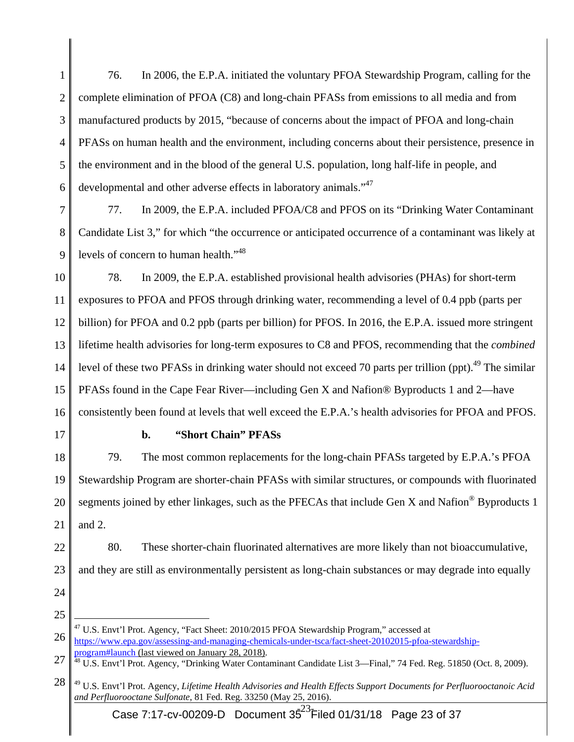76. In 2006, the E.P.A. initiated the voluntary PFOA Stewardship Program, calling for the complete elimination of PFOA (C8) and long-chain PFASs from emissions to all media and from manufactured products by 2015, "because of concerns about the impact of PFOA and long-chain PFASs on human health and the environment, including concerns about their persistence, presence in the environment and in the blood of the general U.S. population, long half-life in people, and developmental and other adverse effects in laboratory animals."[47]

77. In 2009, the E.P.A. included PFOA/C8 and PFOS on its "Drinking Water Contaminant Candidate List 3," for which "the occurrence or anticipated occurrence of a contaminant was likely at levels of concern to human health."[48]

78. In 2009, the E.P.A. established provisional health advisories (PHAs) for short-term exposures to PFOA and PFOS through drinking water, recommending a level of 0.4 ppb (parts per billion) for PFOA and 0.2 ppb (parts per billion) for PFOS. In 2016, the E.P.A. issued more stringent lifetime health advisories for long-term exposures to C8 and PFOS, recommending that the *combined* level of these two PFASs in drinking water should not exceed 70 parts per trillion (ppt).[49] The similar PFASs found in the Cape Fear River—including Gen X and Nafion® Byproducts 1 and 2—have consistently been found at levels that well exceed the E.P.A.'s health advisories for PFOA and PFOS.

**b. "Short Chain" PFASs**

79. The most common replacements for the long-chain PFASs targeted by E.P.A.'s PFOA Stewardship Program are shorter-chain PFASs with similar structures, or compounds with fluorinated segments joined by ether linkages, such as the PFECAs that include Gen X and Nafion® Byproducts 1 and 2.

80. These shorter-chain fluorinated alternatives are more likely than not bioaccumulative, and they are still as environmentally persistent as long-chain substances or may degrade into equally

---

[47] U.S. Envt'l Prot. Agency, "Fact Sheet: 2010/2015 PFOA Stewardship Program," accessed at https://www.epa.gov/assessing-and-managing-chemicals-under-tsca/fact-sheet-20102015-pfoa-stewardship-program#launch (last viewed on January 28, 2018).

[48] U.S. Envt'l Prot. Agency, "Drinking Water Contaminant Candidate List 3—Final," 74 Fed. Reg. 51850 (Oct. 8, 2009).

[49] U.S. Envt'l Prot. Agency, *Lifetime Health Advisories and Health Effects Support Documents for Perfluorooctanoic Acid and Perfluorooctane Sulfonate*, 81 Fed. Reg. 33250 (May 25, 2016).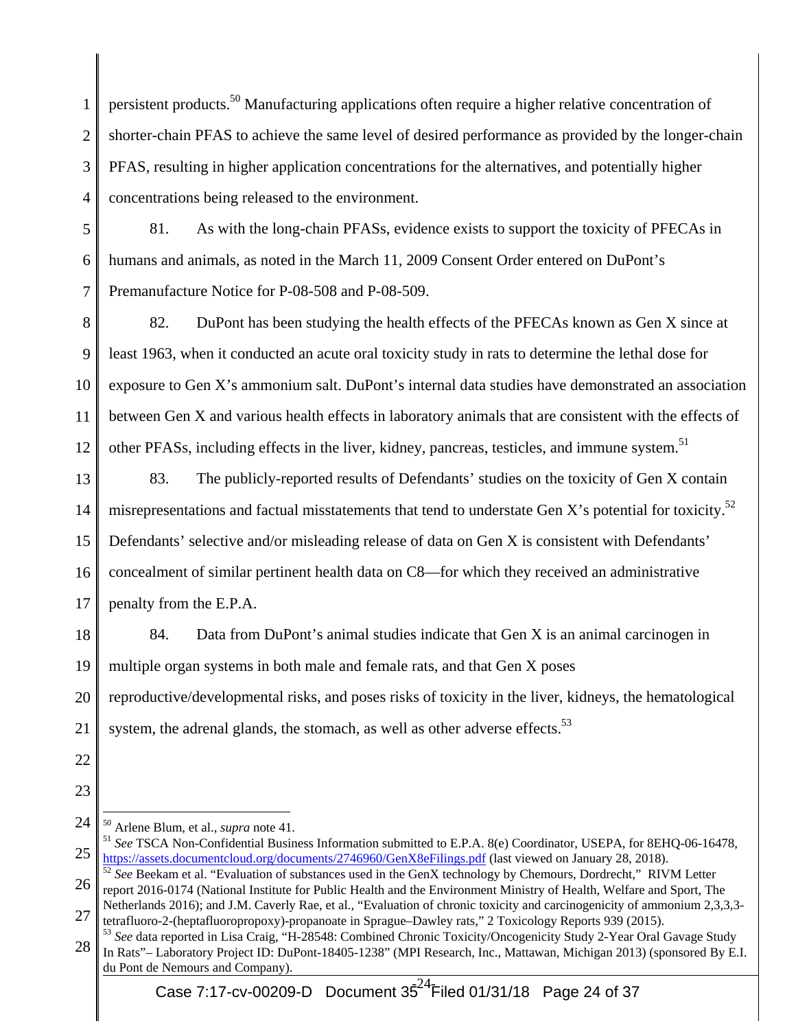persistent products.[50] Manufacturing applications often require a higher relative concentration of shorter-chain PFAS to achieve the same level of desired performance as provided by the longer-chain PFAS, resulting in higher application concentrations for the alternatives, and potentially higher concentrations being released to the environment.

81. As with the long-chain PFASs, evidence exists to support the toxicity of PFECAs in humans and animals, as noted in the March 11, 2009 Consent Order entered on DuPont's Premanufacture Notice for P-08-508 and P-08-509.

82. DuPont has been studying the health effects of the PFECAs known as Gen X since at least 1963, when it conducted an acute oral toxicity study in rats to determine the lethal dose for exposure to Gen X's ammonium salt. DuPont's internal data studies have demonstrated an association between Gen X and various health effects in laboratory animals that are consistent with the effects of other PFASs, including effects in the liver, kidney, pancreas, testicles, and immune system.[51]

83. The publicly-reported results of Defendants' studies on the toxicity of Gen X contain misrepresentations and factual misstatements that tend to understate Gen X's potential for toxicity.[52] Defendants' selective and/or misleading release of data on Gen X is consistent with Defendants' concealment of similar pertinent health data on C8—for which they received an administrative penalty from the E.P.A.

84. Data from DuPont's animal studies indicate that Gen X is an animal carcinogen in multiple organ systems in both male and female rats, and that Gen X poses reproductive/developmental risks, and poses risks of toxicity in the liver, kidneys, the hematological system, the adrenal glands, the stomach, as well as other adverse effects.[53]

---

[50] Arlene Blum, et al., *supra* note 41.

[51] *See* TSCA Non-Confidential Business Information submitted to E.P.A. 8(e) Coordinator, USEPA, for 8EHQ-06-16478, https://assets.documentcloud.org/documents/2746960/GenX8eFilings.pdf (last viewed on January 28, 2018).

[52] *See* Beekam et al. "Evaluation of substances used in the GenX technology by Chemours, Dordrecht," RIVM Letter report 2016-0174 (National Institute for Public Health and the Environment Ministry of Health, Welfare and Sport, The Netherlands 2016); and J.M. Caverly Rae, et al., "Evaluation of chronic toxicity and carcinogenicity of ammonium 2,3,3,3-tetrafluoro-2-(heptafluoropropoxy)-propanoate in Sprague–Dawley rats," 2 Toxicology Reports 939 (2015).

[53] *See* data reported in Lisa Craig, "H-28548: Combined Chronic Toxicity/Oncogenicity Study 2-Year Oral Gavage Study In Rats"– Laboratory Project ID: DuPont-18405-1238" (MPI Research, Inc., Mattawan, Michigan 2013) (sponsored By E.I. du Pont de Nemours and Company).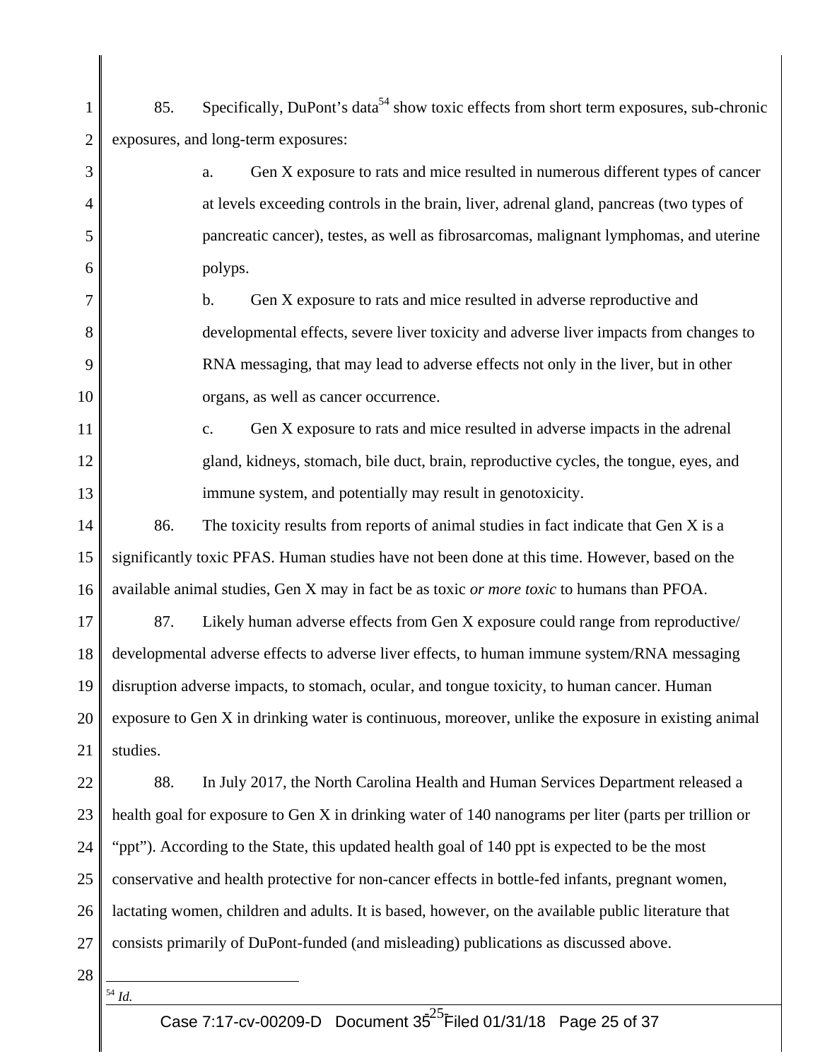85. Specifically, DuPont's data[54] show toxic effects from short term exposures, sub-chronic exposures, and long-term exposures:

a. Gen X exposure to rats and mice resulted in numerous different types of cancer at levels exceeding controls in the brain, liver, adrenal gland, pancreas (two types of pancreatic cancer), testes, as well as fibrosarcomas, malignant lymphomas, and uterine polyps.

b. Gen X exposure to rats and mice resulted in adverse reproductive and developmental effects, severe liver toxicity and adverse liver impacts from changes to RNA messaging, that may lead to adverse effects not only in the liver, but in other organs, as well as cancer occurrence.

c. Gen X exposure to rats and mice resulted in adverse impacts in the adrenal gland, kidneys, stomach, bile duct, brain, reproductive cycles, the tongue, eyes, and immune system, and potentially may result in genotoxicity.

86. The toxicity results from reports of animal studies in fact indicate that Gen X is a significantly toxic PFAS. Human studies have not been done at this time. However, based on the available animal studies, Gen X may in fact be as toxic *or more toxic* to humans than PFOA.

87. Likely human adverse effects from Gen X exposure could range from reproductive/ developmental adverse effects to adverse liver effects, to human immune system/RNA messaging disruption adverse impacts, to stomach, ocular, and tongue toxicity, to human cancer. Human exposure to Gen X in drinking water is continuous, moreover, unlike the exposure in existing animal studies.

88. In July 2017, the North Carolina Health and Human Services Department released a health goal for exposure to Gen X in drinking water of 140 nanograms per liter (parts per trillion or "ppt"). According to the State, this updated health goal of 140 ppt is expected to be the most conservative and health protective for non-cancer effects in bottle-fed infants, pregnant women, lactating women, children and adults. It is based, however, on the available public literature that consists primarily of DuPont-funded (and misleading) publications as discussed above.

---

[54] *Id.*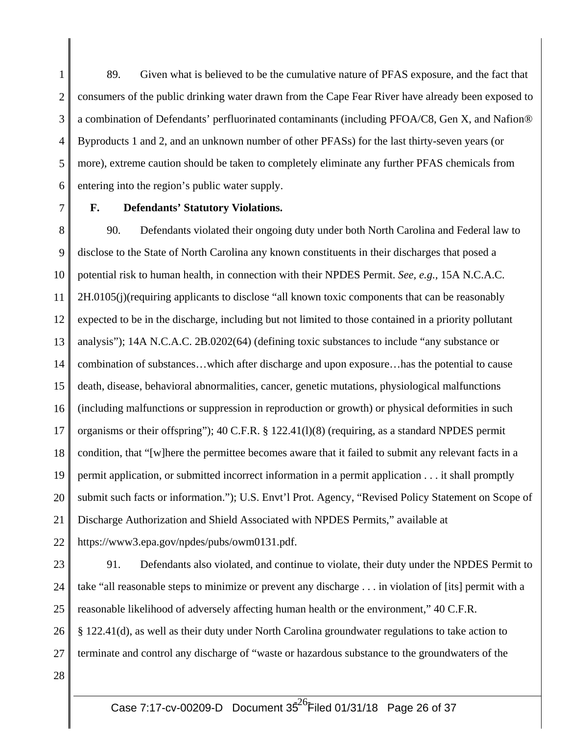89. Given what is believed to be the cumulative nature of PFAS exposure, and the fact that consumers of the public drinking water drawn from the Cape Fear River have already been exposed to a combination of Defendants' perfluorinated contaminants (including PFOA/C8, Gen X, and Nafion® Byproducts 1 and 2, and an unknown number of other PFASs) for the last thirty-seven years (or more), extreme caution should be taken to completely eliminate any further PFAS chemicals from entering into the region's public water supply.

### F. Defendants' Statutory Violations.

90. Defendants violated their ongoing duty under both North Carolina and Federal law to disclose to the State of North Carolina any known constituents in their discharges that posed a potential risk to human health, in connection with their NPDES Permit. *See, e.g.*, 15A N.C.A.C. 2H.0105(j)(requiring applicants to disclose "all known toxic components that can be reasonably expected to be in the discharge, including but not limited to those contained in a priority pollutant analysis"); 14A N.C.A.C. 2B.0202(64) (defining toxic substances to include "any substance or combination of substances…which after discharge and upon exposure…has the potential to cause death, disease, behavioral abnormalities, cancer, genetic mutations, physiological malfunctions (including malfunctions or suppression in reproduction or growth) or physical deformities in such organisms or their offspring"); 40 C.F.R. § 122.41(l)(8) (requiring, as a standard NPDES permit condition, that "[w]here the permittee becomes aware that it failed to submit any relevant facts in a permit application, or submitted incorrect information in a permit application . . . it shall promptly submit such facts or information."); U.S. Envt'l Prot. Agency, "Revised Policy Statement on Scope of Discharge Authorization and Shield Associated with NPDES Permits," available at https://www3.epa.gov/npdes/pubs/owm0131.pdf.

91. Defendants also violated, and continue to violate, their duty under the NPDES Permit to take "all reasonable steps to minimize or prevent any discharge . . . in violation of [its] permit with a reasonable likelihood of adversely affecting human health or the environment," 40 C.F.R. § 122.41(d), as well as their duty under North Carolina groundwater regulations to take action to terminate and control any discharge of "waste or hazardous substance to the groundwaters of the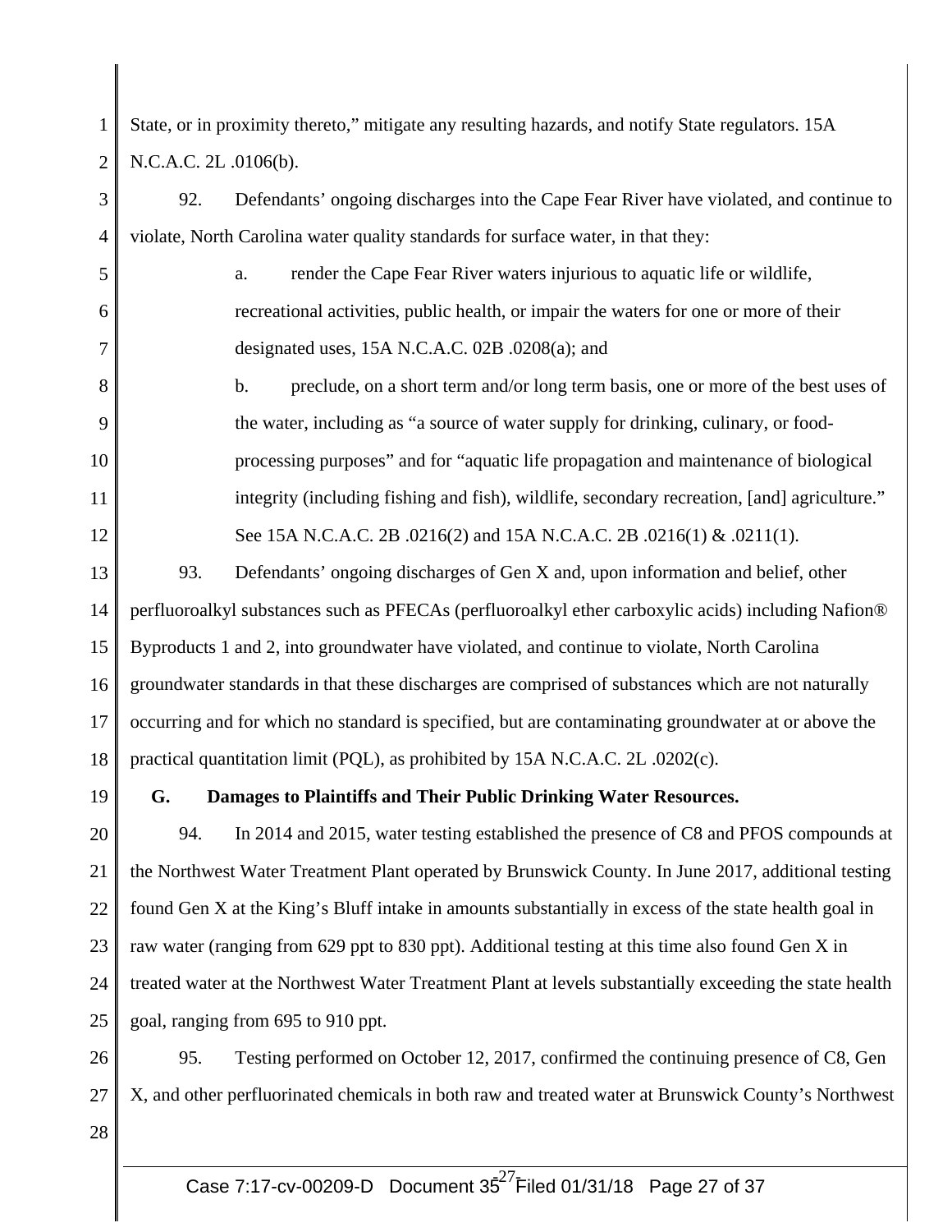State, or in proximity thereto," mitigate any resulting hazards, and notify State regulators. 15A N.C.A.C. 2L .0106(b).

92. Defendants' ongoing discharges into the Cape Fear River have violated, and continue to violate, North Carolina water quality standards for surface water, in that they:

a. render the Cape Fear River waters injurious to aquatic life or wildlife, recreational activities, public health, or impair the waters for one or more of their designated uses, 15A N.C.A.C. 02B .0208(a); and

b. preclude, on a short term and/or long term basis, one or more of the best uses of the water, including as "a source of water supply for drinking, culinary, or food-processing purposes" and for "aquatic life propagation and maintenance of biological integrity (including fishing and fish), wildlife, secondary recreation, [and] agriculture." See 15A N.C.A.C. 2B .0216(2) and 15A N.C.A.C. 2B .0216(1) & .0211(1).

93. Defendants' ongoing discharges of Gen X and, upon information and belief, other perfluoroalkyl substances such as PFECAs (perfluoroalkyl ether carboxylic acids) including Nafion® Byproducts 1 and 2, into groundwater have violated, and continue to violate, North Carolina groundwater standards in that these discharges are comprised of substances which are not naturally occurring and for which no standard is specified, but are contaminating groundwater at or above the practical quantitation limit (PQL), as prohibited by 15A N.C.A.C. 2L .0202(c).

**G. Damages to Plaintiffs and Their Public Drinking Water Resources.**

94. In 2014 and 2015, water testing established the presence of C8 and PFOS compounds at the Northwest Water Treatment Plant operated by Brunswick County. In June 2017, additional testing found Gen X at the King's Bluff intake in amounts substantially in excess of the state health goal in raw water (ranging from 629 ppt to 830 ppt). Additional testing at this time also found Gen X in treated water at the Northwest Water Treatment Plant at levels substantially exceeding the state health goal, ranging from 695 to 910 ppt.

95. Testing performed on October 12, 2017, confirmed the continuing presence of C8, Gen X, and other perfluorinated chemicals in both raw and treated water at Brunswick County's Northwest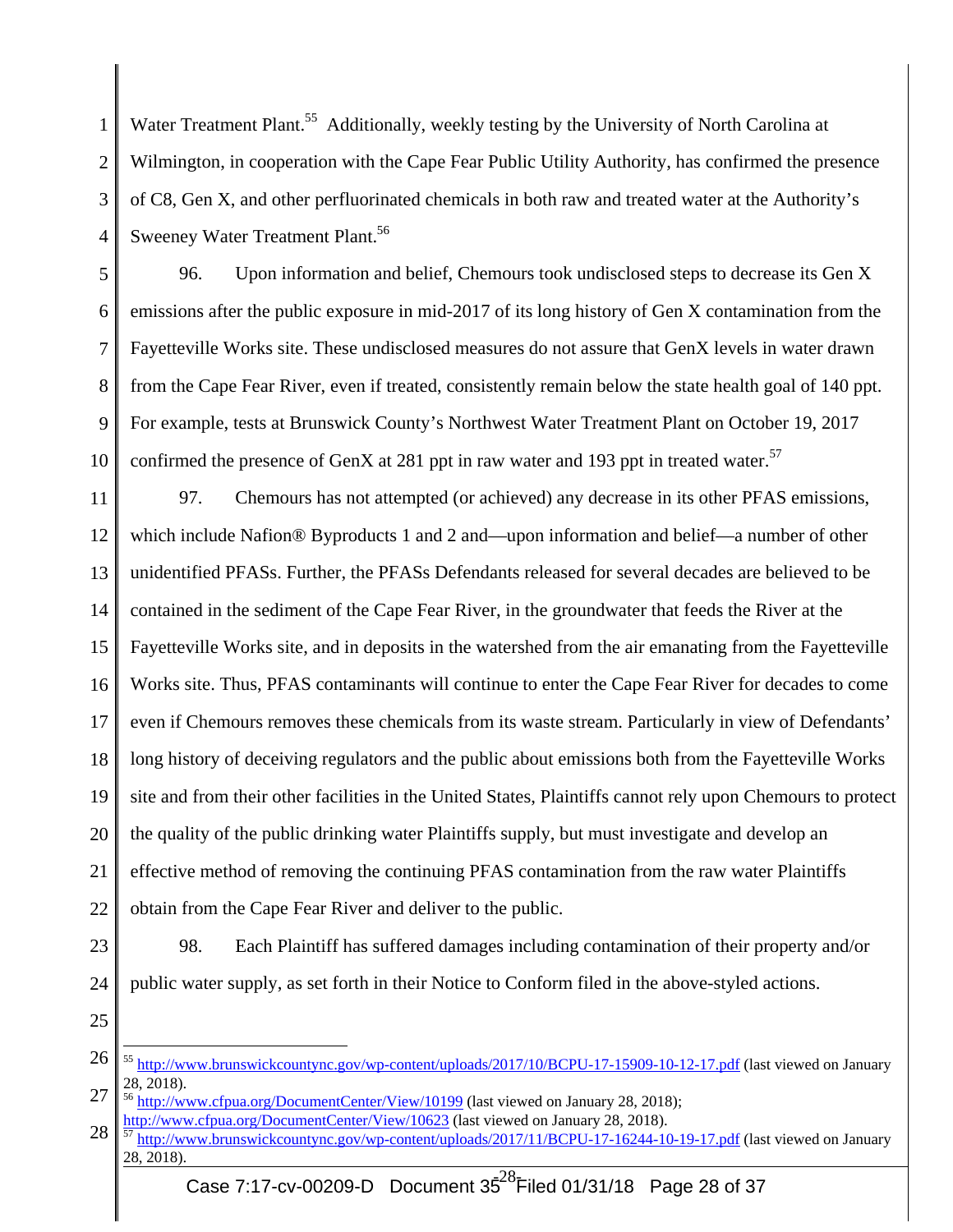Water Treatment Plant.[55] Additionally, weekly testing by the University of North Carolina at Wilmington, in cooperation with the Cape Fear Public Utility Authority, has confirmed the presence of C8, Gen X, and other perfluorinated chemicals in both raw and treated water at the Authority's Sweeney Water Treatment Plant.[56]

96. Upon information and belief, Chemours took undisclosed steps to decrease its Gen X emissions after the public exposure in mid-2017 of its long history of Gen X contamination from the Fayetteville Works site. These undisclosed measures do not assure that GenX levels in water drawn from the Cape Fear River, even if treated, consistently remain below the state health goal of 140 ppt. For example, tests at Brunswick County's Northwest Water Treatment Plant on October 19, 2017 confirmed the presence of GenX at 281 ppt in raw water and 193 ppt in treated water.[57]

97. Chemours has not attempted (or achieved) any decrease in its other PFAS emissions, which include Nafion® Byproducts 1 and 2 and—upon information and belief—a number of other unidentified PFASs. Further, the PFASs Defendants released for several decades are believed to be contained in the sediment of the Cape Fear River, in the groundwater that feeds the River at the Fayetteville Works site, and in deposits in the watershed from the air emanating from the Fayetteville Works site. Thus, PFAS contaminants will continue to enter the Cape Fear River for decades to come even if Chemours removes these chemicals from its waste stream. Particularly in view of Defendants' long history of deceiving regulators and the public about emissions both from the Fayetteville Works site and from their other facilities in the United States, Plaintiffs cannot rely upon Chemours to protect the quality of the public drinking water Plaintiffs supply, but must investigate and develop an effective method of removing the continuing PFAS contamination from the raw water Plaintiffs obtain from the Cape Fear River and deliver to the public.

98. Each Plaintiff has suffered damages including contamination of their property and/or public water supply, as set forth in their Notice to Conform filed in the above-styled actions.

---

[55] http://www.brunswickcountync.gov/wp-content/uploads/2017/10/BCPU-17-15909-10-12-17.pdf (last viewed on January 28, 2018).

[56] http://www.cfpua.org/DocumentCenter/View/10199 (last viewed on January 28, 2018); http://www.cfpua.org/DocumentCenter/View/10623 (last viewed on January 28, 2018).

[57] http://www.brunswickcountync.gov/wp-content/uploads/2017/11/BCPU-17-16244-10-19-17.pdf (last viewed on January 28, 2018).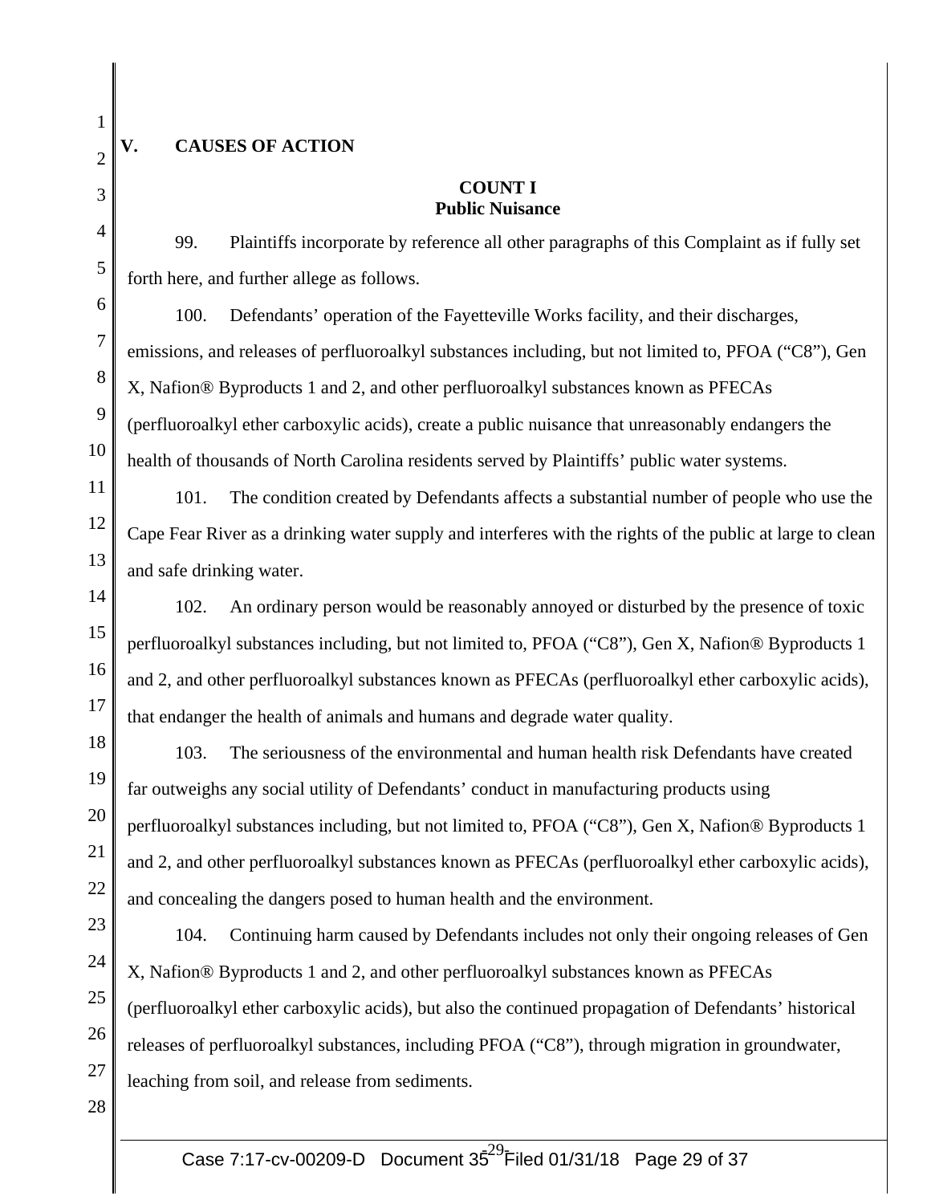## V. CAUSES OF ACTION

### COUNT I
### Public Nuisance

99. Plaintiffs incorporate by reference all other paragraphs of this Complaint as if fully set forth here, and further allege as follows.

100. Defendants' operation of the Fayetteville Works facility, and their discharges, emissions, and releases of perfluoroalkyl substances including, but not limited to, PFOA ("C8"), Gen X, Nafion® Byproducts 1 and 2, and other perfluoroalkyl substances known as PFECAs (perfluoroalkyl ether carboxylic acids), create a public nuisance that unreasonably endangers the health of thousands of North Carolina residents served by Plaintiffs' public water systems.

101. The condition created by Defendants affects a substantial number of people who use the Cape Fear River as a drinking water supply and interferes with the rights of the public at large to clean and safe drinking water.

102. An ordinary person would be reasonably annoyed or disturbed by the presence of toxic perfluoroalkyl substances including, but not limited to, PFOA ("C8"), Gen X, Nafion® Byproducts 1 and 2, and other perfluoroalkyl substances known as PFECAs (perfluoroalkyl ether carboxylic acids), that endanger the health of animals and humans and degrade water quality.

103. The seriousness of the environmental and human health risk Defendants have created far outweighs any social utility of Defendants' conduct in manufacturing products using perfluoroalkyl substances including, but not limited to, PFOA ("C8"), Gen X, Nafion® Byproducts 1 and 2, and other perfluoroalkyl substances known as PFECAs (perfluoroalkyl ether carboxylic acids), and concealing the dangers posed to human health and the environment.

104. Continuing harm caused by Defendants includes not only their ongoing releases of Gen X, Nafion® Byproducts 1 and 2, and other perfluoroalkyl substances known as PFECAs (perfluoroalkyl ether carboxylic acids), but also the continued propagation of Defendants' historical releases of perfluoroalkyl substances, including PFOA ("C8"), through migration in groundwater, leaching from soil, and release from sediments.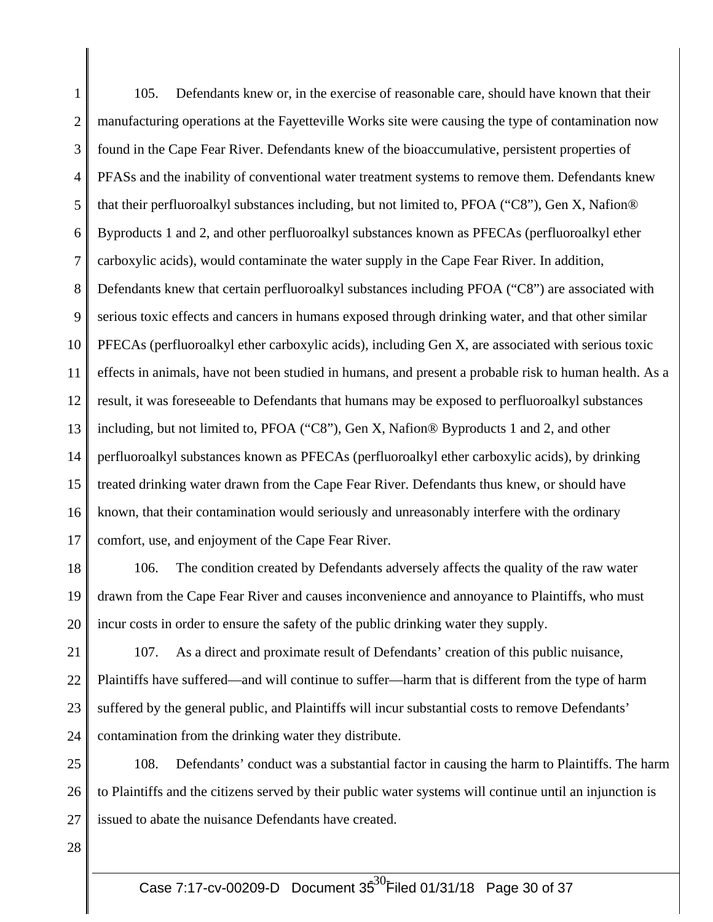105. Defendants knew or, in the exercise of reasonable care, should have known that their manufacturing operations at the Fayetteville Works site were causing the type of contamination now found in the Cape Fear River. Defendants knew of the bioaccumulative, persistent properties of PFASs and the inability of conventional water treatment systems to remove them. Defendants knew that their perfluoroalkyl substances including, but not limited to, PFOA ("C8"), Gen X, Nafion® Byproducts 1 and 2, and other perfluoroalkyl substances known as PFECAs (perfluoroalkyl ether carboxylic acids), would contaminate the water supply in the Cape Fear River. In addition, Defendants knew that certain perfluoroalkyl substances including PFOA ("C8") are associated with serious toxic effects and cancers in humans exposed through drinking water, and that other similar PFECAs (perfluoroalkyl ether carboxylic acids), including Gen X, are associated with serious toxic effects in animals, have not been studied in humans, and present a probable risk to human health. As a result, it was foreseeable to Defendants that humans may be exposed to perfluoroalkyl substances including, but not limited to, PFOA ("C8"), Gen X, Nafion® Byproducts 1 and 2, and other perfluoroalkyl substances known as PFECAs (perfluoroalkyl ether carboxylic acids), by drinking treated drinking water drawn from the Cape Fear River. Defendants thus knew, or should have known, that their contamination would seriously and unreasonably interfere with the ordinary comfort, use, and enjoyment of the Cape Fear River.

106. The condition created by Defendants adversely affects the quality of the raw water drawn from the Cape Fear River and causes inconvenience and annoyance to Plaintiffs, who must incur costs in order to ensure the safety of the public drinking water they supply.

107. As a direct and proximate result of Defendants' creation of this public nuisance, Plaintiffs have suffered—and will continue to suffer—harm that is different from the type of harm suffered by the general public, and Plaintiffs will incur substantial costs to remove Defendants' contamination from the drinking water they distribute.

108. Defendants' conduct was a substantial factor in causing the harm to Plaintiffs. The harm to Plaintiffs and the citizens served by their public water systems will continue until an injunction is issued to abate the nuisance Defendants have created.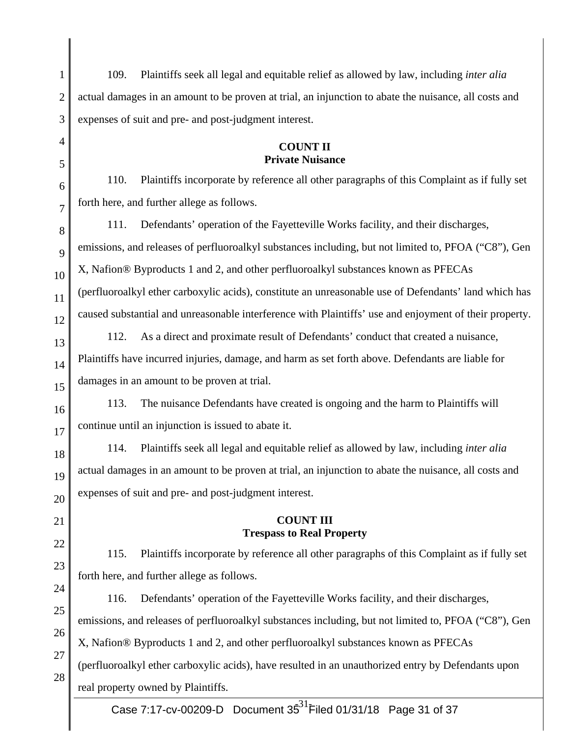109. Plaintiffs seek all legal and equitable relief as allowed by law, including *inter alia* actual damages in an amount to be proven at trial, an injunction to abate the nuisance, all costs and expenses of suit and pre- and post-judgment interest.

**COUNT II**
**Private Nuisance**

110. Plaintiffs incorporate by reference all other paragraphs of this Complaint as if fully set forth here, and further allege as follows.

111. Defendants' operation of the Fayetteville Works facility, and their discharges, emissions, and releases of perfluoroalkyl substances including, but not limited to, PFOA ("C8"), Gen X, Nafion® Byproducts 1 and 2, and other perfluoroalkyl substances known as PFECAs (perfluoroalkyl ether carboxylic acids), constitute an unreasonable use of Defendants' land which has caused substantial and unreasonable interference with Plaintiffs' use and enjoyment of their property.

112. As a direct and proximate result of Defendants' conduct that created a nuisance, Plaintiffs have incurred injuries, damage, and harm as set forth above. Defendants are liable for damages in an amount to be proven at trial.

113. The nuisance Defendants have created is ongoing and the harm to Plaintiffs will continue until an injunction is issued to abate it.

114. Plaintiffs seek all legal and equitable relief as allowed by law, including *inter alia* actual damages in an amount to be proven at trial, an injunction to abate the nuisance, all costs and expenses of suit and pre- and post-judgment interest.

**COUNT III**
**Trespass to Real Property**

115. Plaintiffs incorporate by reference all other paragraphs of this Complaint as if fully set forth here, and further allege as follows.

116. Defendants' operation of the Fayetteville Works facility, and their discharges, emissions, and releases of perfluoroalkyl substances including, but not limited to, PFOA ("C8"), Gen X, Nafion® Byproducts 1 and 2, and other perfluoroalkyl substances known as PFECAs (perfluoroalkyl ether carboxylic acids), have resulted in an unauthorized entry by Defendants upon real property owned by Plaintiffs.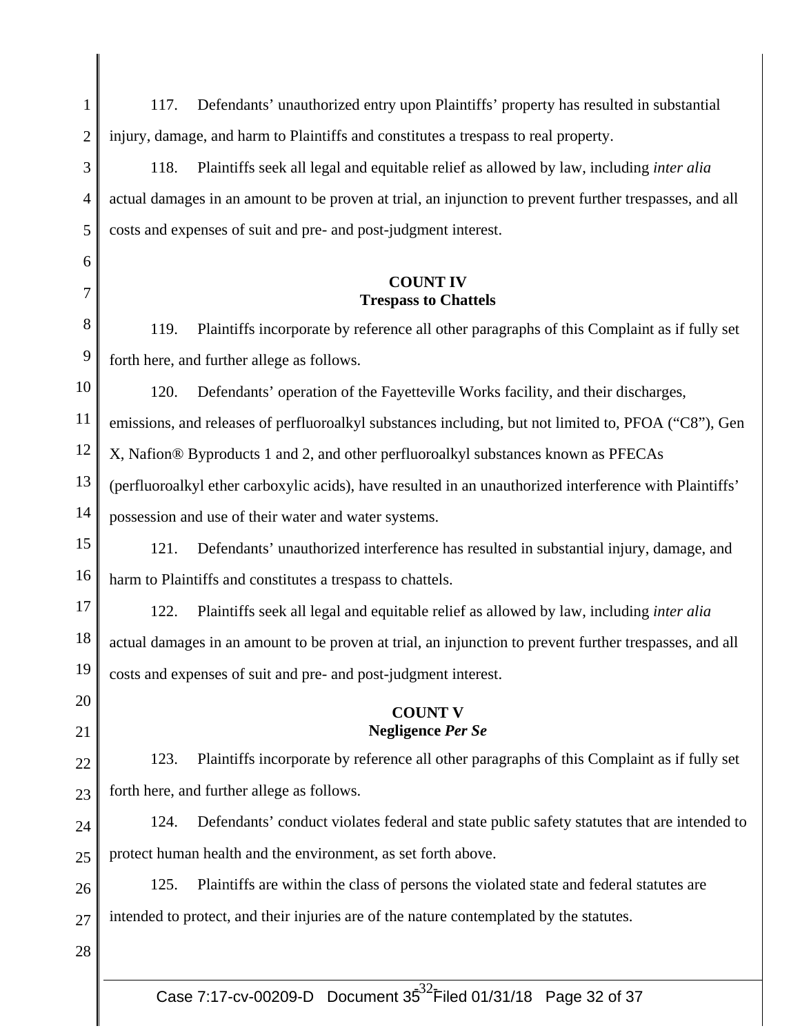117. Defendants' unauthorized entry upon Plaintiffs' property has resulted in substantial injury, damage, and harm to Plaintiffs and constitutes a trespass to real property.

118. Plaintiffs seek all legal and equitable relief as allowed by law, including *inter alia* actual damages in an amount to be proven at trial, an injunction to prevent further trespasses, and all costs and expenses of suit and pre- and post-judgment interest.

**COUNT IV**
**Trespass to Chattels**

119. Plaintiffs incorporate by reference all other paragraphs of this Complaint as if fully set forth here, and further allege as follows.

120. Defendants' operation of the Fayetteville Works facility, and their discharges, emissions, and releases of perfluoroalkyl substances including, but not limited to, PFOA ("C8"), Gen X, Nafion® Byproducts 1 and 2, and other perfluoroalkyl substances known as PFECAs (perfluoroalkyl ether carboxylic acids), have resulted in an unauthorized interference with Plaintiffs' possession and use of their water and water systems.

121. Defendants' unauthorized interference has resulted in substantial injury, damage, and harm to Plaintiffs and constitutes a trespass to chattels.

122. Plaintiffs seek all legal and equitable relief as allowed by law, including *inter alia* actual damages in an amount to be proven at trial, an injunction to prevent further trespasses, and all costs and expenses of suit and pre- and post-judgment interest.

**COUNT V**
**Negligence *Per Se***

123. Plaintiffs incorporate by reference all other paragraphs of this Complaint as if fully set forth here, and further allege as follows.

124. Defendants' conduct violates federal and state public safety statutes that are intended to protect human health and the environment, as set forth above.

125. Plaintiffs are within the class of persons the violated state and federal statutes are intended to protect, and their injuries are of the nature contemplated by the statutes.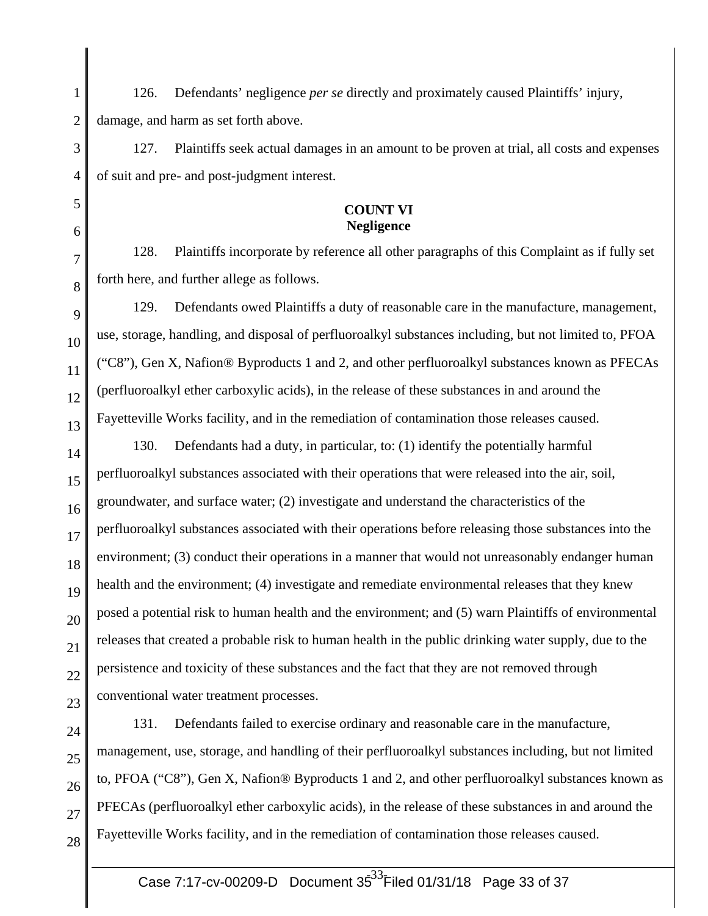126. Defendants' negligence *per se* directly and proximately caused Plaintiffs' injury, damage, and harm as set forth above.

127. Plaintiffs seek actual damages in an amount to be proven at trial, all costs and expenses of suit and pre- and post-judgment interest.

## COUNT VI
## Negligence

128. Plaintiffs incorporate by reference all other paragraphs of this Complaint as if fully set forth here, and further allege as follows.

129. Defendants owed Plaintiffs a duty of reasonable care in the manufacture, management, use, storage, handling, and disposal of perfluoroalkyl substances including, but not limited to, PFOA ("C8"), Gen X, Nafion® Byproducts 1 and 2, and other perfluoroalkyl substances known as PFECAs (perfluoroalkyl ether carboxylic acids), in the release of these substances in and around the Fayetteville Works facility, and in the remediation of contamination those releases caused.

130. Defendants had a duty, in particular, to: (1) identify the potentially harmful perfluoroalkyl substances associated with their operations that were released into the air, soil, groundwater, and surface water; (2) investigate and understand the characteristics of the perfluoroalkyl substances associated with their operations before releasing those substances into the environment; (3) conduct their operations in a manner that would not unreasonably endanger human health and the environment; (4) investigate and remediate environmental releases that they knew posed a potential risk to human health and the environment; and (5) warn Plaintiffs of environmental releases that created a probable risk to human health in the public drinking water supply, due to the persistence and toxicity of these substances and the fact that they are not removed through conventional water treatment processes.

131. Defendants failed to exercise ordinary and reasonable care in the manufacture, management, use, storage, and handling of their perfluoroalkyl substances including, but not limited to, PFOA ("C8"), Gen X, Nafion® Byproducts 1 and 2, and other perfluoroalkyl substances known as PFECAs (perfluoroalkyl ether carboxylic acids), in the release of these substances in and around the Fayetteville Works facility, and in the remediation of contamination those releases caused.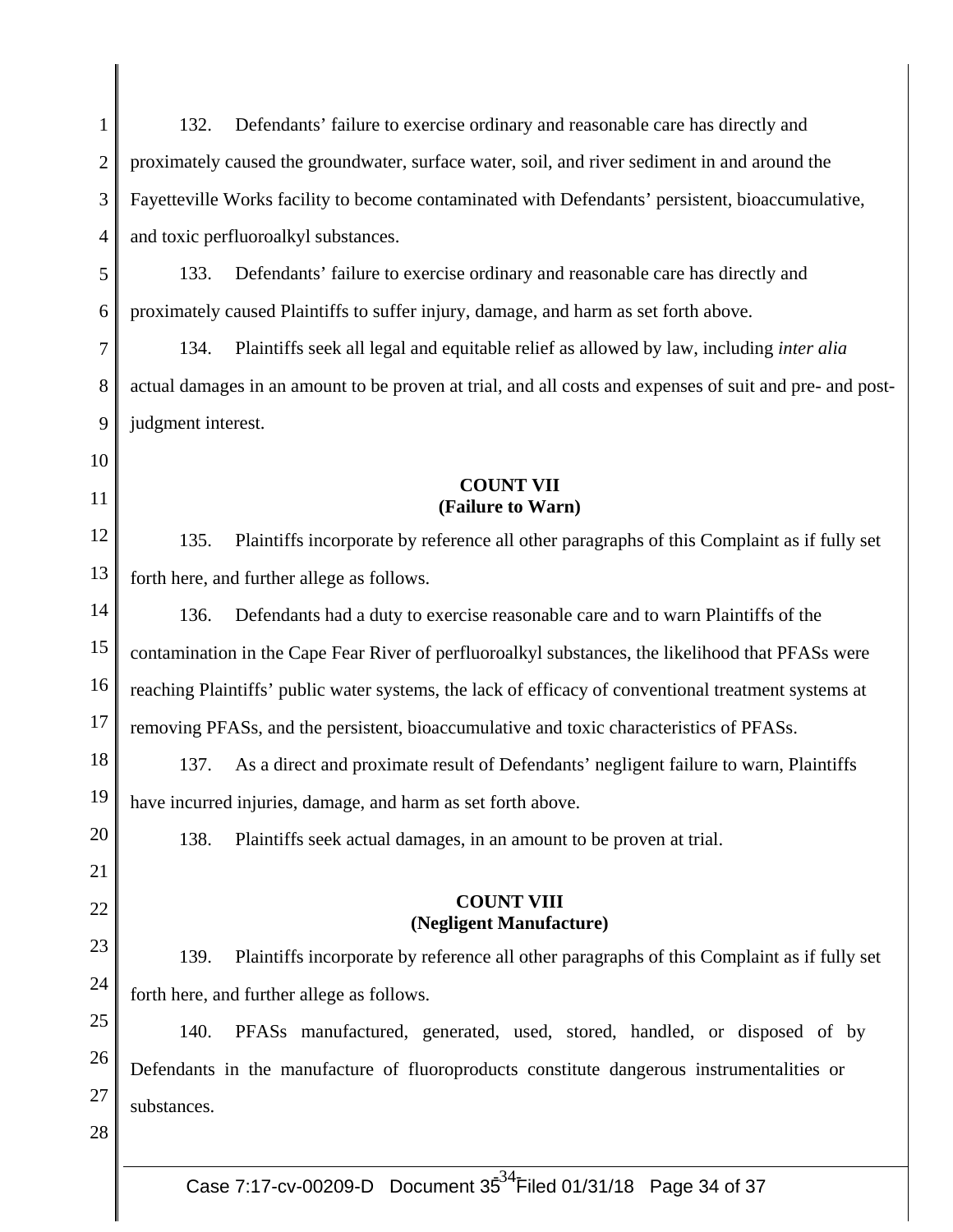132. Defendants' failure to exercise ordinary and reasonable care has directly and proximately caused the groundwater, surface water, soil, and river sediment in and around the Fayetteville Works facility to become contaminated with Defendants' persistent, bioaccumulative, and toxic perfluoroalkyl substances.

133. Defendants' failure to exercise ordinary and reasonable care has directly and proximately caused Plaintiffs to suffer injury, damage, and harm as set forth above.

134. Plaintiffs seek all legal and equitable relief as allowed by law, including *inter alia* actual damages in an amount to be proven at trial, and all costs and expenses of suit and pre- and post-judgment interest.

**COUNT VII**
**(Failure to Warn)**

135. Plaintiffs incorporate by reference all other paragraphs of this Complaint as if fully set forth here, and further allege as follows.

136. Defendants had a duty to exercise reasonable care and to warn Plaintiffs of the contamination in the Cape Fear River of perfluoroalkyl substances, the likelihood that PFASs were reaching Plaintiffs' public water systems, the lack of efficacy of conventional treatment systems at removing PFASs, and the persistent, bioaccumulative and toxic characteristics of PFASs.

137. As a direct and proximate result of Defendants' negligent failure to warn, Plaintiffs have incurred injuries, damage, and harm as set forth above.

138. Plaintiffs seek actual damages, in an amount to be proven at trial.

**COUNT VIII**
**(Negligent Manufacture)**

139. Plaintiffs incorporate by reference all other paragraphs of this Complaint as if fully set forth here, and further allege as follows.

140. PFASs manufactured, generated, used, stored, handled, or disposed of by Defendants in the manufacture of fluoroproducts constitute dangerous instrumentalities or substances.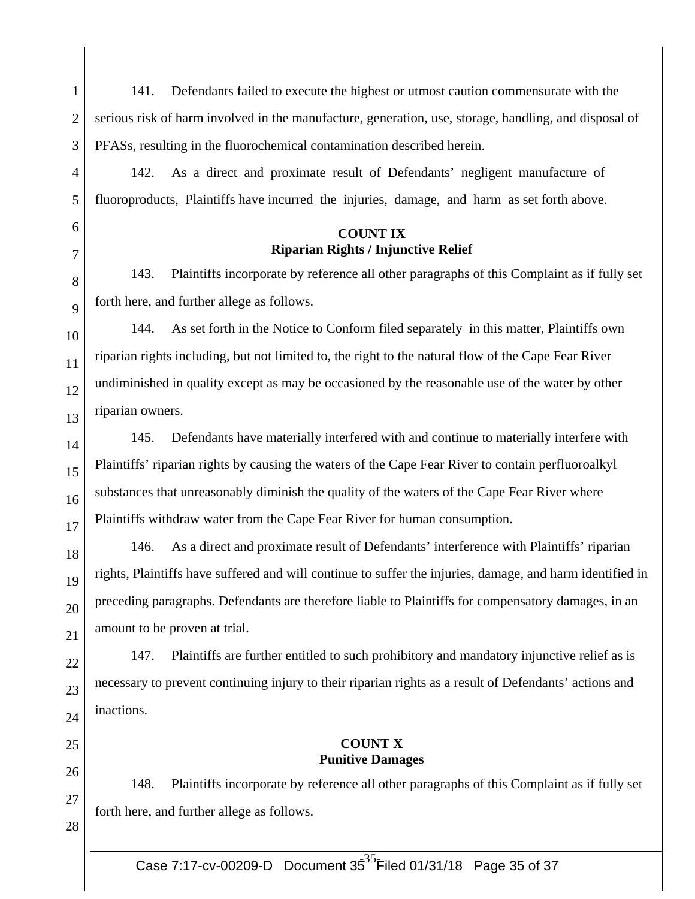141. Defendants failed to execute the highest or utmost caution commensurate with the serious risk of harm involved in the manufacture, generation, use, storage, handling, and disposal of PFASs, resulting in the fluorochemical contamination described herein.

142. As a direct and proximate result of Defendants' negligent manufacture of fluoroproducts, Plaintiffs have incurred the injuries, damage, and harm as set forth above.

**COUNT IX**
**Riparian Rights / Injunctive Relief**

143. Plaintiffs incorporate by reference all other paragraphs of this Complaint as if fully set forth here, and further allege as follows.

144. As set forth in the Notice to Conform filed separately in this matter, Plaintiffs own riparian rights including, but not limited to, the right to the natural flow of the Cape Fear River undiminished in quality except as may be occasioned by the reasonable use of the water by other riparian owners.

145. Defendants have materially interfered with and continue to materially interfere with Plaintiffs' riparian rights by causing the waters of the Cape Fear River to contain perfluoroalkyl substances that unreasonably diminish the quality of the waters of the Cape Fear River where Plaintiffs withdraw water from the Cape Fear River for human consumption.

146. As a direct and proximate result of Defendants' interference with Plaintiffs' riparian rights, Plaintiffs have suffered and will continue to suffer the injuries, damage, and harm identified in preceding paragraphs. Defendants are therefore liable to Plaintiffs for compensatory damages, in an amount to be proven at trial.

147. Plaintiffs are further entitled to such prohibitory and mandatory injunctive relief as is necessary to prevent continuing injury to their riparian rights as a result of Defendants' actions and inactions.

**COUNT X**
**Punitive Damages**

148. Plaintiffs incorporate by reference all other paragraphs of this Complaint as if fully set forth here, and further allege as follows.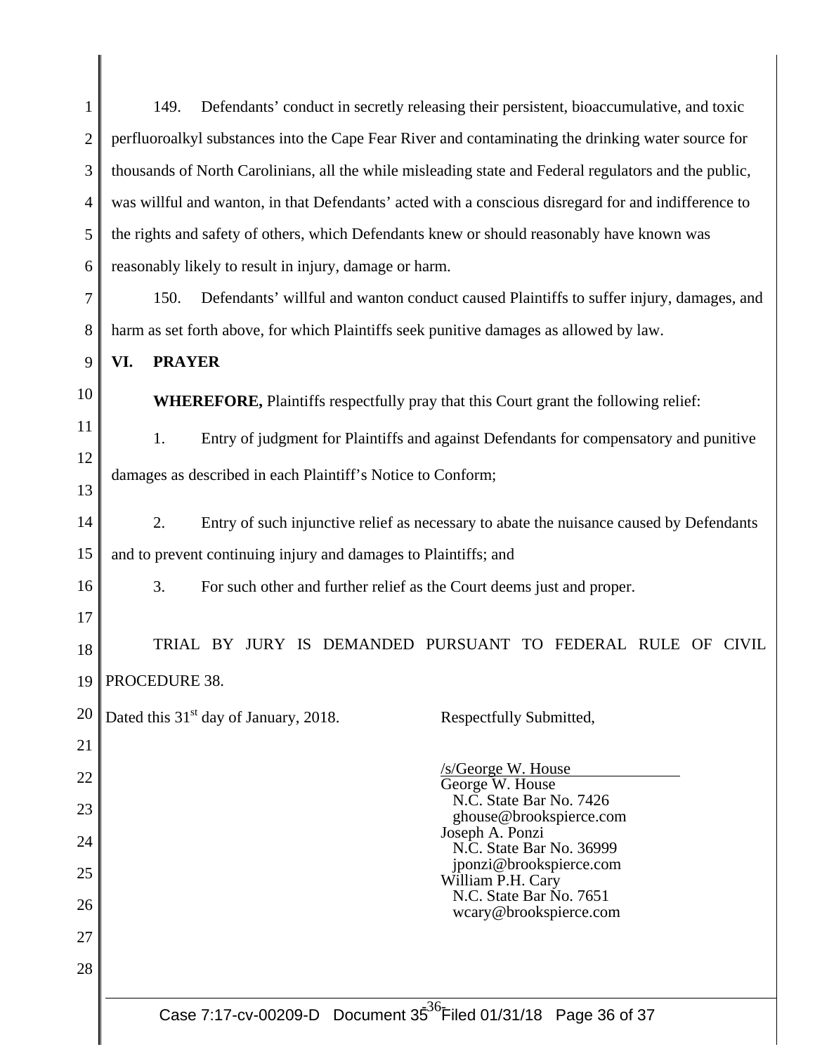149. Defendants' conduct in secretly releasing their persistent, bioaccumulative, and toxic perfluoroalkyl substances into the Cape Fear River and contaminating the drinking water source for thousands of North Carolinians, all the while misleading state and Federal regulators and the public, was willful and wanton, in that Defendants' acted with a conscious disregard for and indifference to the rights and safety of others, which Defendants knew or should reasonably have known was reasonably likely to result in injury, damage or harm.

150. Defendants' willful and wanton conduct caused Plaintiffs to suffer injury, damages, and harm as set forth above, for which Plaintiffs seek punitive damages as allowed by law.

## VI. PRAYER

**WHEREFORE,** Plaintiffs respectfully pray that this Court grant the following relief:

1. Entry of judgment for Plaintiffs and against Defendants for compensatory and punitive damages as described in each Plaintiff's Notice to Conform;

2. Entry of such injunctive relief as necessary to abate the nuisance caused by Defendants and to prevent continuing injury and damages to Plaintiffs; and

3. For such other and further relief as the Court deems just and proper.

TRIAL BY JURY IS DEMANDED PURSUANT TO FEDERAL RULE OF CIVIL PROCEDURE 38.

Dated this 31st day of January, 2018.

Respectfully Submitted,

/s/George W. House
George W. House
N.C. State Bar No. 7426
ghouse@brookspierce.com
Joseph A. Ponzi
N.C. State Bar No. 36999
jponzi@brookspierce.com
William P.H. Cary
N.C. State Bar No. 7651
wcary@brookspierce.com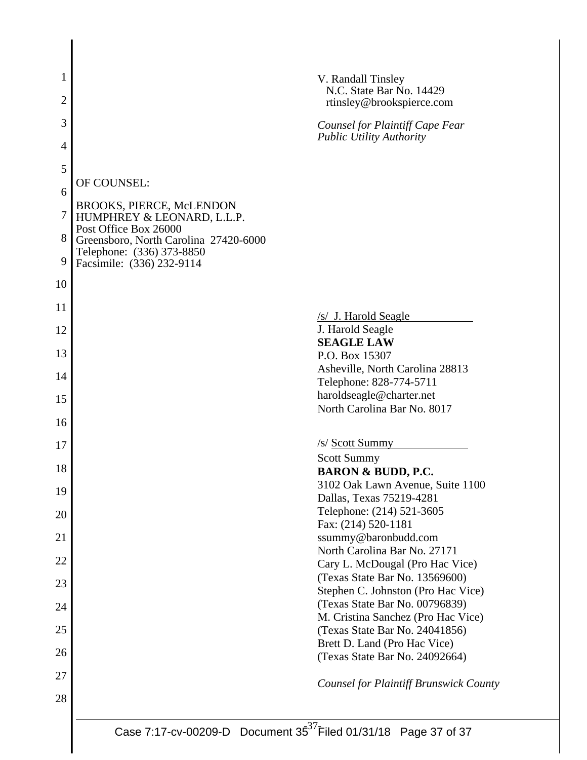V. Randall Tinsley
N.C. State Bar No. 14429
rtinsley@brookspierce.com

*Counsel for Plaintiff Cape Fear Public Utility Authority*

OF COUNSEL:

BROOKS, PIERCE, McLENDON HUMPHREY & LEONARD, L.L.P.
Post Office Box 26000
Greensboro, North Carolina 27420-6000
Telephone: (336) 373-8850
Facsimile: (336) 232-9114

/s/ J. Harold Seagle
J. Harold Seagle
**SEAGLE LAW**
P.O. Box 15307
Asheville, North Carolina 28813
Telephone: 828-774-5711
haroldseagle@charter.net
North Carolina Bar No. 8017

/s/ Scott Summy
Scott Summy
**BARON & BUDD, P.C.**
3102 Oak Lawn Avenue, Suite 1100
Dallas, Texas 75219-4281
Telephone: (214) 521-3605
Fax: (214) 520-1181
ssummy@baronbudd.com
North Carolina Bar No. 27171
Cary L. McDougal (Pro Hac Vice)
(Texas State Bar No. 13569600)
Stephen C. Johnston (Pro Hac Vice)
(Texas State Bar No. 00796839)
M. Cristina Sanchez (Pro Hac Vice)
(Texas State Bar No. 24041856)
Brett D. Land (Pro Hac Vice)
(Texas State Bar No. 24092664)

*Counsel for Plaintiff Brunswick County*